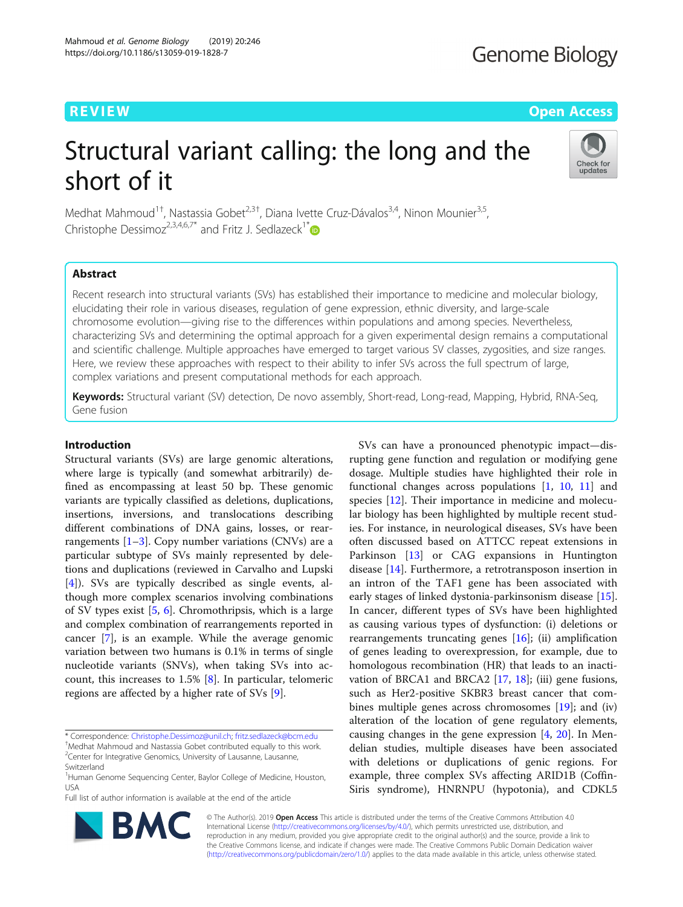REVIEW

Open Access

# Structural variant calling: the long and the short of it

Medhat Mahmoud[1†], Nastassia Gobet[2,3†], Diana Ivette Cruz-Dávalos[3,4], Ninon Mounier[3,5], Christophe Dessimoz[2,3,4,6,7*] and Fritz J. Sedlazeck[1*]

## Abstract

Recent research into structural variants (SVs) has established their importance to medicine and molecular biology, elucidating their role in various diseases, regulation of gene expression, ethnic diversity, and large-scale chromosome evolution—giving rise to the differences within populations and among species. Nevertheless, characterizing SVs and determining the optimal approach for a given experimental design remains a computational and scientific challenge. Multiple approaches have emerged to target various SV classes, zygosities, and size ranges. Here, we review these approaches with respect to their ability to infer SVs across the full spectrum of large, complex variations and present computational methods for each approach.

**Keywords:** Structural variant (SV) detection, De novo assembly, Short-read, Long-read, Mapping, Hybrid, RNA-Seq, Gene fusion

## Introduction

Structural variants (SVs) are large genomic alterations, where large is typically (and somewhat arbitrarily) defined as encompassing at least 50 bp. These genomic variants are typically classified as deletions, duplications, insertions, inversions, and translocations describing different combinations of DNA gains, losses, or rearrangements [1–3]. Copy number variations (CNVs) are a particular subtype of SVs mainly represented by deletions and duplications (reviewed in Carvalho and Lupski [4]). SVs are typically described as single events, although more complex scenarios involving combinations of SV types exist [5, 6]. Chromothripsis, which is a large and complex combination of rearrangements reported in cancer [7], is an example. While the average genomic variation between two humans is 0.1% in terms of single nucleotide variants (SNVs), when taking SVs into account, this increases to 1.5% [8]. In particular, telomeric regions are affected by a higher rate of SVs [9].

SVs can have a pronounced phenotypic impact—disrupting gene function and regulation or modifying gene dosage. Multiple studies have highlighted their role in functional changes across populations [1, 10, 11] and species [12]. Their importance in medicine and molecular biology has been highlighted by multiple recent studies. For instance, in neurological diseases, SVs have been often discussed based on ATTCC repeat extensions in Parkinson [13] or CAG expansions in Huntington disease [14]. Furthermore, a retrotransposon insertion in an intron of the TAF1 gene has been associated with early stages of linked dystonia-parkinsonism disease [15]. In cancer, different types of SVs have been highlighted as causing various types of dysfunction: (i) deletions or rearrangements truncating genes [16]; (ii) amplification of genes leading to overexpression, for example, due to homologous recombination (HR) that leads to an inactivation of BRCA1 and BRCA2 [17, 18]; (iii) gene fusions, such as Her2-positive SKBR3 breast cancer that combines multiple genes across chromosomes [19]; and (iv) alteration of the location of gene regulatory elements, causing changes in the gene expression [4, 20]. In Mendelian studies, multiple diseases have been associated with deletions or duplications of genic regions. For example, three complex SVs affecting ARID1B (Coffin-Siris syndrome), HNRNPU (hypotonia), and CDKL5

\* Correspondence: Christophe.Dessimoz@unil.ch; fritz.sedlazeck@bcm.edu
†Medhat Mahmoud and Nastassia Gobet contributed equally to this work.
2Center for Integrative Genomics, University of Lausanne, Lausanne, Switzerland
1Human Genome Sequencing Center, Baylor College of Medicine, Houston, USA
Full list of author information is available at the end of the article

© The Author(s). 2019 **Open Access** This article is distributed under the terms of the Creative Commons Attribution 4.0 International License (http://creativecommons.org/licenses/by/4.0/), which permits unrestricted use, distribution, and reproduction in any medium, provided you give appropriate credit to the original author(s) and the source, provide a link to the Creative Commons license, and indicate if changes were made. The Creative Commons Public Domain Dedication waiver (http://creativecommons.org/publicdomain/zero/1.0/) applies to the data made available in this article, unless otherwise stated.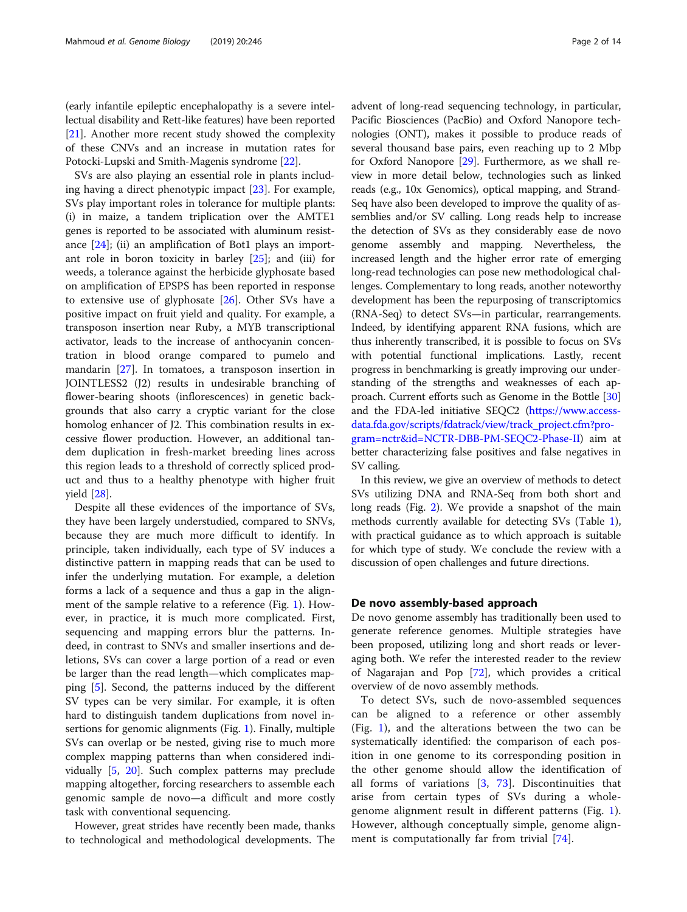(early infantile epileptic encephalopathy is a severe intellectual disability and Rett-like features) have been reported [21]. Another more recent study showed the complexity of these CNVs and an increase in mutation rates for Potocki-Lupski and Smith-Magenis syndrome [22].

SVs are also playing an essential role in plants including having a direct phenotypic impact [23]. For example, SVs play important roles in tolerance for multiple plants: (i) in maize, a tandem triplication over the AMTE1 genes is reported to be associated with aluminum resistance [24]; (ii) an amplification of Bot1 plays an important role in boron toxicity in barley [25]; and (iii) for weeds, a tolerance against the herbicide glyphosate based on amplification of EPSPS has been reported in response to extensive use of glyphosate [26]. Other SVs have a positive impact on fruit yield and quality. For example, a transposon insertion near Ruby, a MYB transcriptional activator, leads to the increase of anthocyanin concentration in blood orange compared to pumelo and mandarin [27]. In tomatoes, a transposon insertion in JOINTLESS2 (J2) results in undesirable branching of flower-bearing shoots (inflorescences) in genetic backgrounds that also carry a cryptic variant for the close homolog enhancer of J2. This combination results in excessive flower production. However, an additional tandem duplication in fresh-market breeding lines across this region leads to a threshold of correctly spliced product and thus to a healthy phenotype with higher fruit yield [28].

Despite all these evidences of the importance of SVs, they have been largely understudied, compared to SNVs, because they are much more difficult to identify. In principle, taken individually, each type of SV induces a distinctive pattern in mapping reads that can be used to infer the underlying mutation. For example, a deletion forms a lack of a sequence and thus a gap in the alignment of the sample relative to a reference (Fig. 1). However, in practice, it is much more complicated. First, sequencing and mapping errors blur the patterns. Indeed, in contrast to SNVs and smaller insertions and deletions, SVs can cover a large portion of a read or even be larger than the read length—which complicates mapping [5]. Second, the patterns induced by the different SV types can be very similar. For example, it is often hard to distinguish tandem duplications from novel insertions for genomic alignments (Fig. 1). Finally, multiple SVs can overlap or be nested, giving rise to much more complex mapping patterns than when considered individually [5, 20]. Such complex patterns may preclude mapping altogether, forcing researchers to assemble each genomic sample de novo—a difficult and more costly task with conventional sequencing.

However, great strides have recently been made, thanks to technological and methodological developments. The advent of long-read sequencing technology, in particular, Pacific Biosciences (PacBio) and Oxford Nanopore technologies (ONT), makes it possible to produce reads of several thousand base pairs, even reaching up to 2 Mbp for Oxford Nanopore [29]. Furthermore, as we shall review in more detail below, technologies such as linked reads (e.g., 10x Genomics), optical mapping, and Strand-Seq have also been developed to improve the quality of assemblies and/or SV calling. Long reads help to increase the detection of SVs as they considerably ease de novo genome assembly and mapping. Nevertheless, the increased length and the higher error rate of emerging long-read technologies can pose new methodological challenges. Complementary to long reads, another noteworthy development has been the repurposing of transcriptomics (RNA-Seq) to detect SVs—in particular, rearrangements. Indeed, by identifying apparent RNA fusions, which are thus inherently transcribed, it is possible to focus on SVs with potential functional implications. Lastly, recent progress in benchmarking is greatly improving our understanding of the strengths and weaknesses of each approach. Current efforts such as Genome in the Bottle [30] and the FDA-led initiative SEQC2 (https://www.accessdata.fda.gov/scripts/fdatrack/view/track_project.cfm?program=nctr&id=NCTR-DBB-PM-SEQC2-Phase-II) aim at better characterizing false positives and false negatives in SV calling.

In this review, we give an overview of methods to detect SVs utilizing DNA and RNA-Seq from both short and long reads (Fig. 2). We provide a snapshot of the main methods currently available for detecting SVs (Table 1), with practical guidance as to which approach is suitable for which type of study. We conclude the review with a discussion of open challenges and future directions.

## De novo assembly-based approach

De novo genome assembly has traditionally been used to generate reference genomes. Multiple strategies have been proposed, utilizing long and short reads or leveraging both. We refer the interested reader to the review of Nagarajan and Pop [72], which provides a critical overview of de novo assembly methods.

To detect SVs, such de novo-assembled sequences can be aligned to a reference or other assembly (Fig. 1), and the alterations between the two can be systematically identified: the comparison of each position in one genome to its corresponding position in the other genome should allow the identification of all forms of variations [3, 73]. Discontinuities that arise from certain types of SVs during a whole-genome alignment result in different patterns (Fig. 1). However, although conceptually simple, genome alignment is computationally far from trivial [74].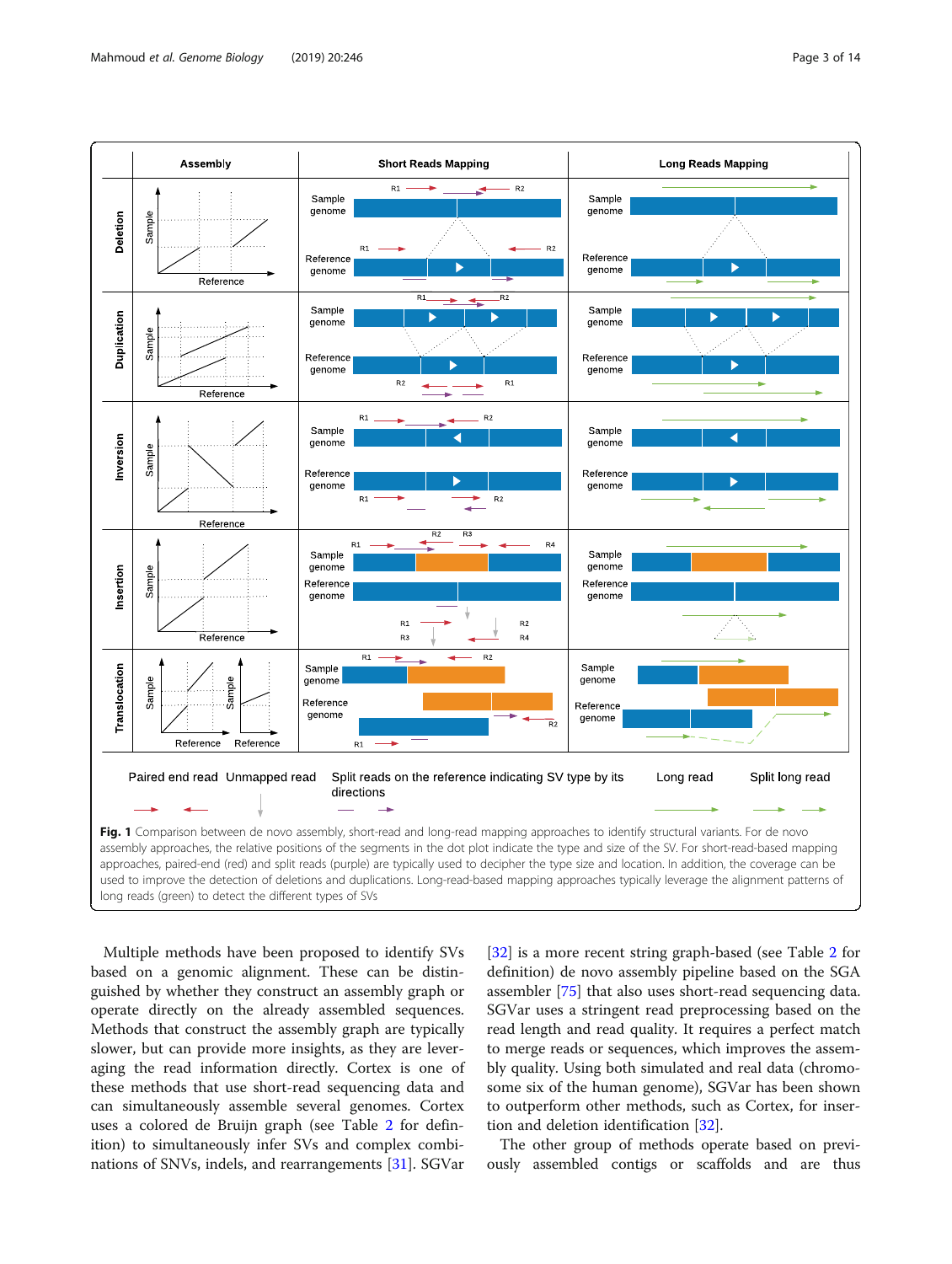**Fig. 1** Comparison between de novo assembly, short-read and long-read mapping approaches to identify structural variants. For de novo assembly approaches, the relative positions of the segments in the dot plot indicate the type and size of the SV. For short-read-based mapping approaches, paired-end (red) and split reads (purple) are typically used to decipher the type size and location. In addition, the coverage can be used to improve the detection of deletions and duplications. Long-read-based mapping approaches typically leverage the alignment patterns of long reads (green) to detect the different types of SVs

Multiple methods have been proposed to identify SVs based on a genomic alignment. These can be distinguished by whether they construct an assembly graph or operate directly on the already assembled sequences. Methods that construct the assembly graph are typically slower, but can provide more insights, as they are leveraging the read information directly. Cortex is one of these methods that use short-read sequencing data and can simultaneously assemble several genomes. Cortex uses a colored de Bruijn graph (see Table 2 for definition) to simultaneously infer SVs and complex combinations of SNVs, indels, and rearrangements [31]. SGVar [32] is a more recent string graph-based (see Table 2 for definition) de novo assembly pipeline based on the SGA assembler [75] that also uses short-read sequencing data. SGVar uses a stringent read preprocessing based on the read length and read quality. It requires a perfect match to merge reads or sequences, which improves the assembly quality. Using both simulated and real data (chromosome six of the human genome), SGVar has been shown to outperform other methods, such as Cortex, for insertion and deletion identification [32].

The other group of methods operate based on previously assembled contigs or scaffolds and are thus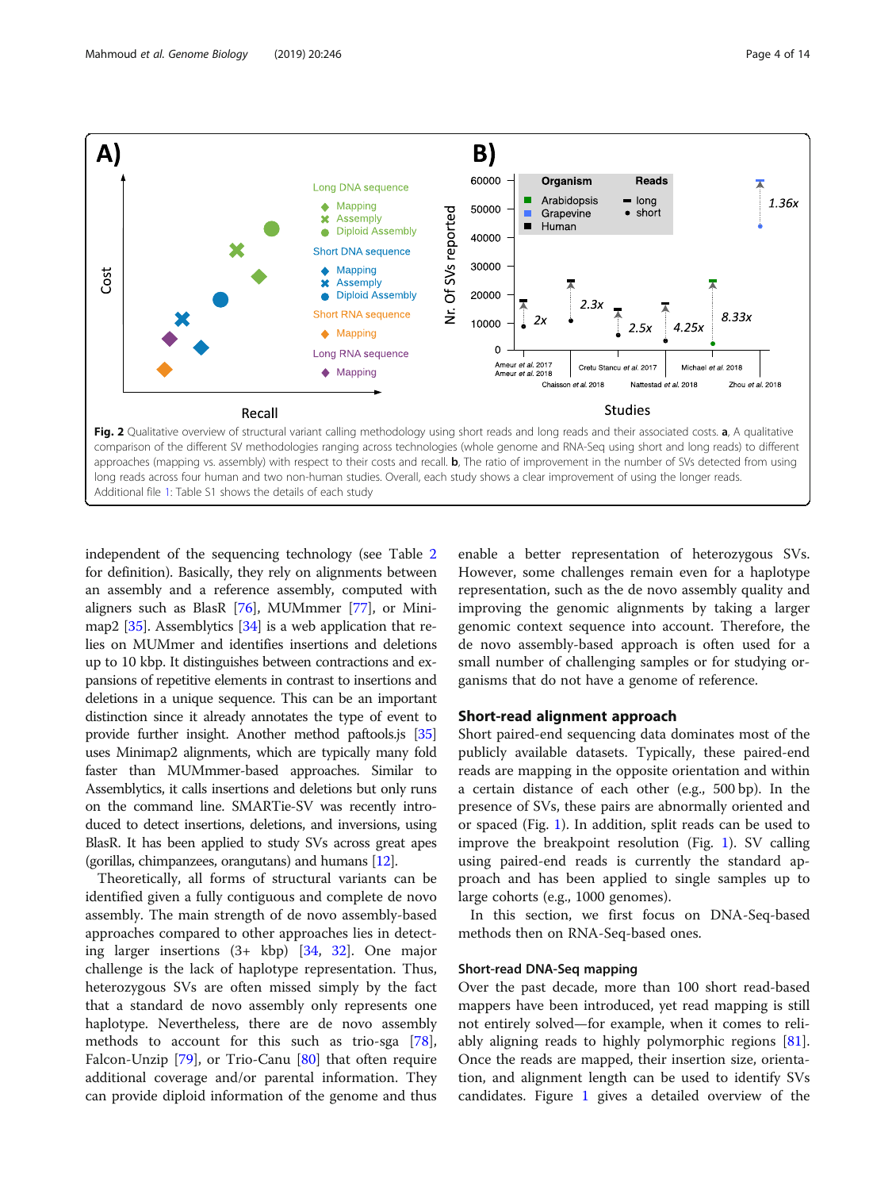Fig. 2 Qualitative overview of structural variant calling methodology using short reads and long reads and their associated costs. **a**, A qualitative comparison of the different SV methodologies ranging across technologies (whole genome and RNA-Seq using short and long reads) to different approaches (mapping vs. assembly) with respect to their costs and recall. **b**, The ratio of improvement in the number of SVs detected from using long reads across four human and two non-human studies. Overall, each study shows a clear improvement of using the longer reads. Additional file 1: Table S1 shows the details of each study

independent of the sequencing technology (see Table 2 for definition). Basically, they rely on alignments between an assembly and a reference assembly, computed with aligners such as BlasR [76], MUMmer [77], or Minimap2 [35]. Assemblytics [34] is a web application that relies on MUMmer and identifies insertions and deletions up to 10 kbp. It distinguishes between contractions and expansions of repetitive elements in contrast to insertions and deletions in a unique sequence. This can be an important distinction since it already annotates the type of event to provide further insight. Another method paftools.js [35] uses Minimap2 alignments, which are typically many fold faster than MUMmer-based approaches. Similar to Assemblytics, it calls insertions and deletions but only runs on the command line. SMARTie-SV was recently introduced to detect insertions, deletions, and inversions, using BlasR. It has been applied to study SVs across great apes (gorillas, chimpanzees, orangutans) and humans [12].

Theoretically, all forms of structural variants can be identified given a fully contiguous and complete de novo assembly. The main strength of de novo assembly-based approaches compared to other approaches lies in detecting larger insertions (3+ kbp) [34, 32]. One major challenge is the lack of haplotype representation. Thus, heterozygous SVs are often missed simply by the fact that a standard de novo assembly only represents one haplotype. Nevertheless, there are de novo assembly methods to account for this such as trio-sga [78], Falcon-Unzip [79], or Trio-Canu [80] that often require additional coverage and/or parental information. They can provide diploid information of the genome and thus enable a better representation of heterozygous SVs. However, some challenges remain even for a haplotype representation, such as the de novo assembly quality and improving the genomic alignments by taking a larger genomic context sequence into account. Therefore, the de novo assembly-based approach is often used for a small number of challenging samples or for studying organisms that do not have a genome of reference.

## Short-read alignment approach

Short paired-end sequencing data dominates most of the publicly available datasets. Typically, these paired-end reads are mapping in the opposite orientation and within a certain distance of each other (e.g., 500 bp). In the presence of SVs, these pairs are abnormally oriented and or spaced (Fig. 1). In addition, split reads can be used to improve the breakpoint resolution (Fig. 1). SV calling using paired-end reads is currently the standard approach and has been applied to single samples up to large cohorts (e.g., 1000 genomes).

In this section, we first focus on DNA-Seq-based methods then on RNA-Seq-based ones.

### Short-read DNA-Seq mapping

Over the past decade, more than 100 short read-based mappers have been introduced, yet read mapping is still not entirely solved—for example, when it comes to reliably aligning reads to highly polymorphic regions [81]. Once the reads are mapped, their insertion size, orientation, and alignment length can be used to identify SVs candidates. Figure 1 gives a detailed overview of the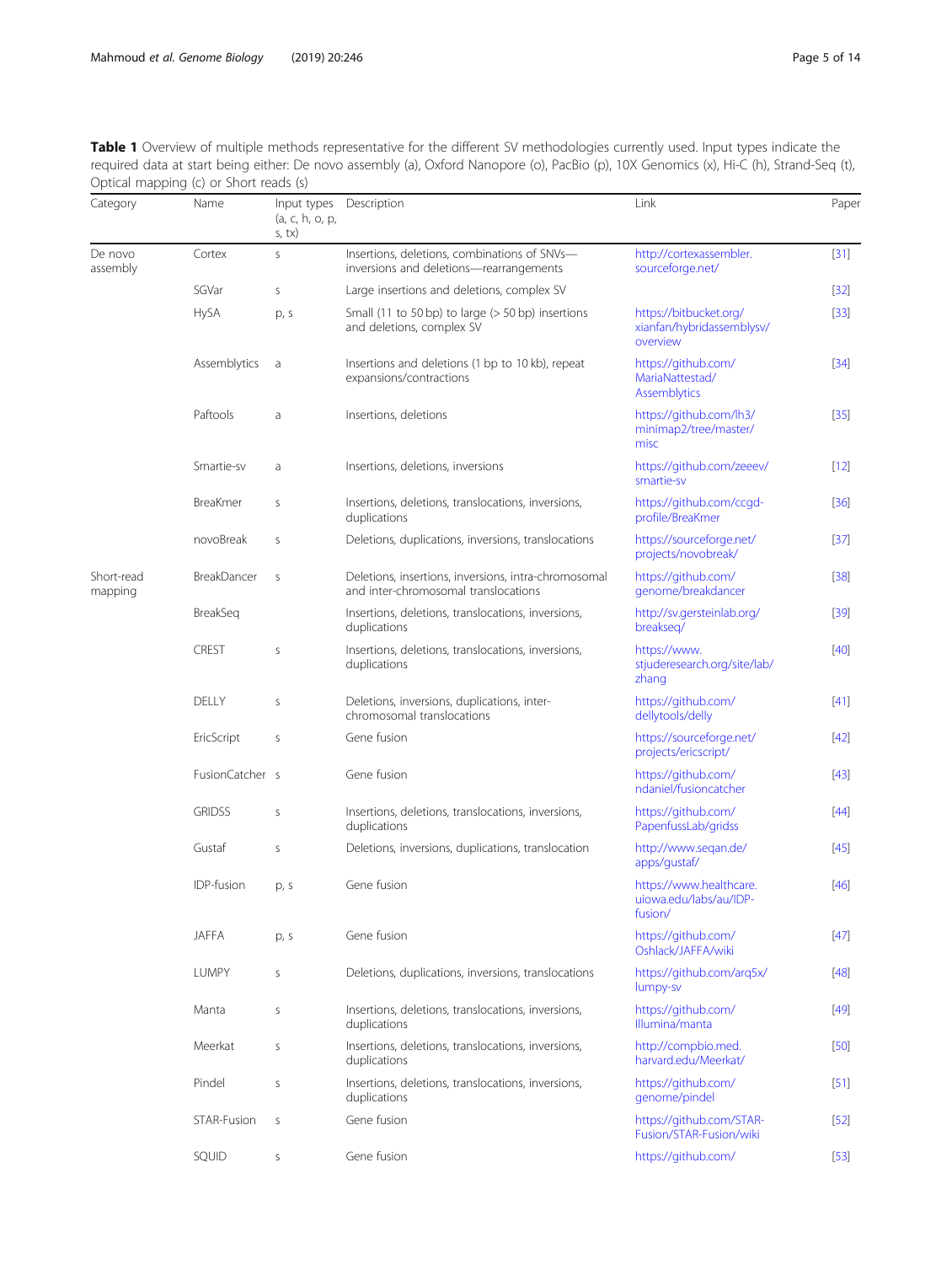**Table 1** Overview of multiple methods representative for the different SV methodologies currently used. Input types indicate the required data at start being either: De novo assembly (a), Oxford Nanopore (o), PacBio (p), 10X Genomics (x), Hi-C (h), Strand-Seq (t), Optical mapping (c) or Short reads (s)

| Category | Name | Input types (a, c, h, o, p, s, tx) | Description | Link | Paper |
|---|---|---|---|---|---|
| De novo assembly | Cortex | s | Insertions, deletions, combinations of SNVs—inversions and deletions—rearrangements | http://cortexassembler.sourceforge.net/ | [31] |
| | SGVar | s | Large insertions and deletions, complex SV | | [32] |
| | HySA | p, s | Small (11 to 50 bp) to large (> 50 bp) insertions and deletions, complex SV | https://bitbucket.org/xianfan/hybridassemblysv/overview | [33] |
| | Assemblytics | a | Insertions and deletions (1 bp to 10 kb), repeat expansions/contractions | https://github.com/MariaNattestad/Assemblytics | [34] |
| | Paftools | a | Insertions, deletions | https://github.com/lh3/minimap2/tree/master/misc | [35] |
| | Smartie-sv | a | Insertions, deletions, inversions | https://github.com/zeeev/smartie-sv | [12] |
| | BreaKmer | s | Insertions, deletions, translocations, inversions, duplications | https://github.com/ccgd-profile/BreaKmer | [36] |
| | novoBreak | s | Deletions, duplications, inversions, translocations | https://sourceforge.net/projects/novobreak/ | [37] |
| Short-read mapping | BreakDancer | s | Deletions, insertions, inversions, intra-chromosomal and inter-chromosomal translocations | https://github.com/genome/breakdancer | [38] |
| | BreakSeq | | Insertions, deletions, translocations, inversions, duplications | http://sv.gersteinlab.org/breakseq/ | [39] |
| | CREST | s | Insertions, deletions, translocations, inversions, duplications | https://www.stjuderesearch.org/site/lab/zhang | [40] |
| | DELLY | s | Deletions, inversions, duplications, inter-chromosomal translocations | https://github.com/dellytools/delly | [41] |
| | EricScript | s | Gene fusion | https://sourceforge.net/projects/ericscript/ | [42] |
| | FusionCatcher | s | Gene fusion | https://github.com/ndaniel/fusioncatcher | [43] |
| | GRIDSS | s | Insertions, deletions, translocations, inversions, duplications | https://github.com/PapenfussLab/gridss | [44] |
| | Gustaf | s | Deletions, inversions, duplications, translocation | http://www.seqan.de/apps/gustaf/ | [45] |
| | IDP-fusion | p, s | Gene fusion | https://www.healthcare.uiowa.edu/labs/au/IDP-fusion/ | [46] |
| | JAFFA | p, s | Gene fusion | https://github.com/Oshlack/JAFFA/wiki | [47] |
| | LUMPY | s | Deletions, duplications, inversions, translocations | https://github.com/arq5x/lumpy-sv | [48] |
| | Manta | s | Insertions, deletions, translocations, inversions, duplications | https://github.com/Illumina/manta | [49] |
| | Meerkat | s | Insertions, deletions, translocations, inversions, duplications | http://compbio.med.harvard.edu/Meerkat/ | [50] |
| | Pindel | s | Insertions, deletions, translocations, inversions, duplications | https://github.com/genome/pindel | [51] |
| | STAR-Fusion | s | Gene fusion | https://github.com/STAR-Fusion/STAR-Fusion/wiki | [52] |
| | SQUID | s | Gene fusion | https://github.com/ | [53] |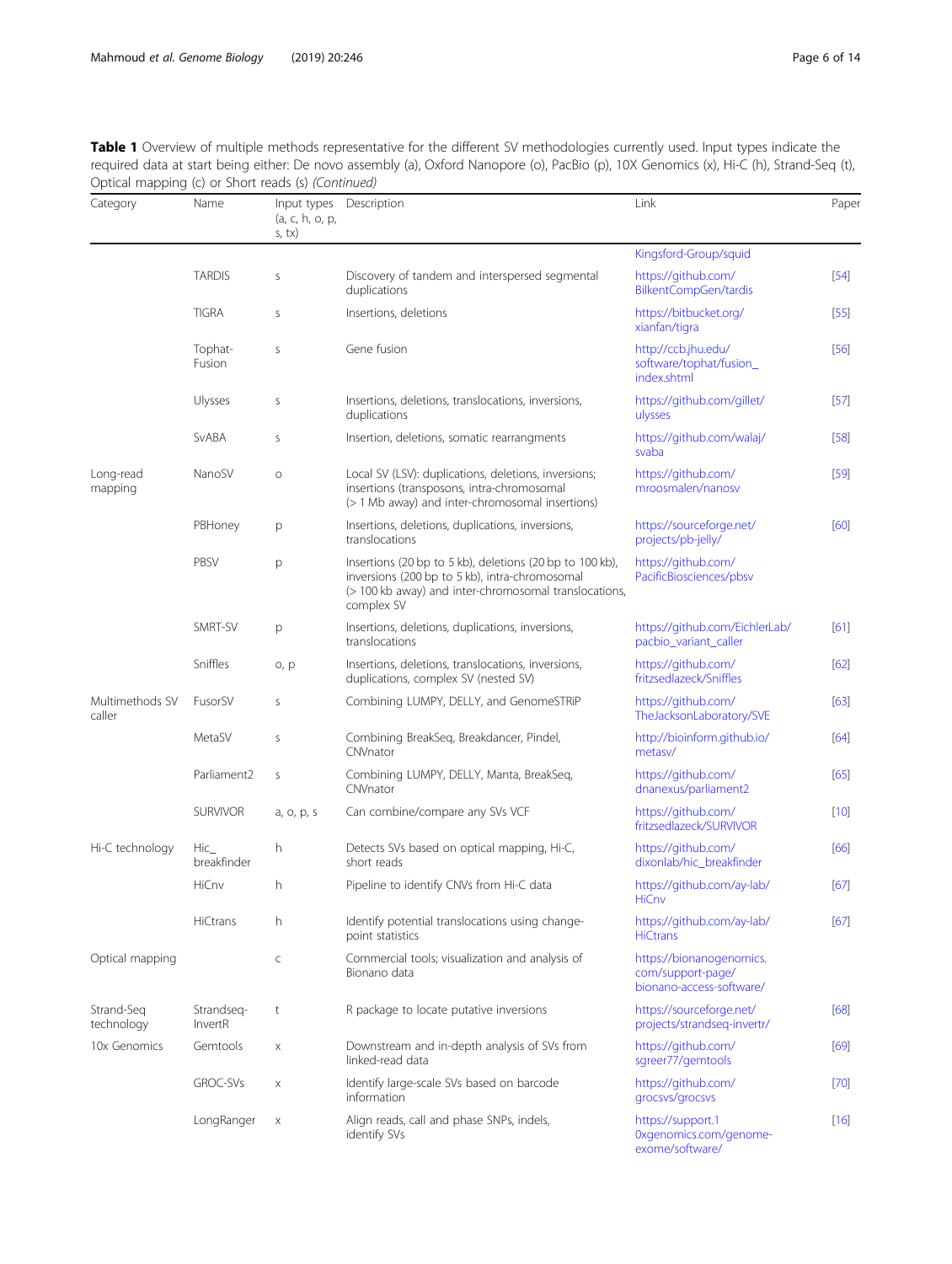**Table 1** Overview of multiple methods representative for the different SV methodologies currently used. Input types indicate the required data at start being either: De novo assembly (a), Oxford Nanopore (o), PacBio (p), 10X Genomics (x), Hi-C (h), Strand-Seq (t), Optical mapping (c) or Short reads (s) *(Continued)*

| Category | Name | Input types (a, c, h, o, p, s, tx) | Description | Link | Paper |
|---|---|---|---|---|---|
| | | | | Kingsford-Group/squid | |
| | TARDIS | s | Discovery of tandem and interspersed segmental duplications | https://github.com/BilkentCompGen/tardis | [54] |
| | TIGRA | s | Insertions, deletions | https://bitbucket.org/xianfan/tigra | [55] |
| | Tophat-Fusion | s | Gene fusion | http://ccb.jhu.edu/software/tophat/fusion_index.shtml | [56] |
| | Ulysses | s | Insertions, deletions, translocations, inversions, duplications | https://github.com/gillet/ulysses | [57] |
| | SvABA | s | Insertion, deletions, somatic rearrangments | https://github.com/walaj/svaba | [58] |
| Long-read mapping | NanoSV | o | Local SV (LSV): duplications, deletions, inversions; insertions (transposons, intra-chromosomal (> 1 Mb away) and inter-chromosomal insertions) | https://github.com/mroosmalen/nanosv | [59] |
| | PBHoney | p | Insertions, deletions, duplications, inversions, translocations | https://sourceforge.net/projects/pb-jelly/ | [60] |
| | PBSV | p | Insertions (20 bp to 5 kb), deletions (20 bp to 100 kb), inversions (200 bp to 5 kb), intra-chromosomal (> 100 kb away) and inter-chromosomal translocations, complex SV | https://github.com/PacificBiosciences/pbsv | |
| | SMRT-SV | p | Insertions, deletions, duplications, inversions, translocations | https://github.com/EichlerLab/pacbio_variant_caller | [61] |
| | Sniffles | o, p | Insertions, deletions, translocations, inversions, duplications, complex SV (nested SV) | https://github.com/fritzsedlazeck/Sniffles | [62] |
| Multimethods SV caller | FusorSV | s | Combining LUMPY, DELLY, and GenomeSTRiP | https://github.com/TheJacksonLaboratory/SVE | [63] |
| | MetaSV | s | Combining BreakSeq, Breakdancer, Pindel, CNVnator | http://bioinform.github.io/metasv/ | [64] |
| | Parliament2 | s | Combining LUMPY, DELLY, Manta, BreakSeq, CNVnator | https://github.com/dnanexus/parliament2 | [65] |
| | SURVIVOR | a, o, p, s | Can combine/compare any SVs VCF | https://github.com/fritzsedlazeck/SURVIVOR | [10] |
| Hi-C technology | Hic_breakfinder | h | Detects SVs based on optical mapping, Hi-C, short reads | https://github.com/dixonlab/hic_breakfinder | [66] |
| | HiCnv | h | Pipeline to identify CNVs from Hi-C data | https://github.com/ay-lab/HiCnv | [67] |
| | HiCtrans | h | Identify potential translocations using change-point statistics | https://github.com/ay-lab/HiCtrans | [67] |
| Optical mapping | | c | Commercial tools; visualization and analysis of Bionano data | https://bionanogenomics.com/support-page/bionano-access-software/ | |
| Strand-Seq technology | Strandseq-InvertR | t | R package to locate putative inversions | https://sourceforge.net/projects/strandseq-invertr/ | [68] |
| 10x Genomics | Gemtools | x | Downstream and in-depth analysis of SVs from linked-read data | https://github.com/sgreer77/gemtools | [69] |
| | GROC-SVs | x | Identify large-scale SVs based on barcode information | https://github.com/grocsvs/grocsvs | [70] |
| | LongRanger | x | Align reads, call and phase SNPs, indels, identify SVs | https://support.10xgenomics.com/genome-exome/software/ | [16] |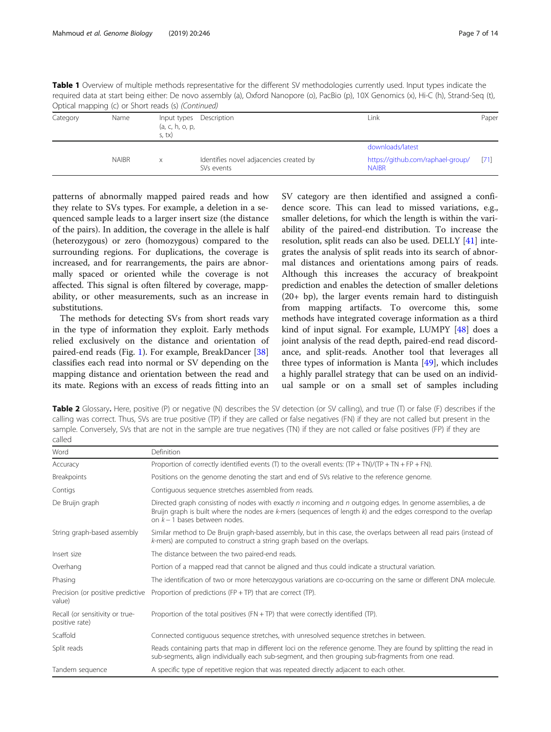**Table 1** Overview of multiple methods representative for the different SV methodologies currently used. Input types indicate the required data at start being either: De novo assembly (a), Oxford Nanopore (o), PacBio (p), 10X Genomics (x), Hi-C (h), Strand-Seq (t), Optical mapping (c) or Short reads (s) *(Continued)*

| Category | Name | Input types (a, c, h, o, p, s, tx) | Description | Link | Paper |
|---|---|---|---|---|---|
| | | | | downloads/latest | |
| | NAIBR | x | Identifies novel adjacencies created by SVs events | https://github.com/raphael-group/NAIBR | [71] |

patterns of abnormally mapped paired reads and how they relate to SVs types. For example, a deletion in a sequenced sample leads to a larger insert size (the distance of the pairs). In addition, the coverage in the allele is half (heterozygous) or zero (homozygous) compared to the surrounding regions. For duplications, the coverage is increased, and for rearrangements, the pairs are abnormally spaced or oriented while the coverage is not affected. This signal is often filtered by coverage, mappability, or other measurements, such as an increase in substitutions.

The methods for detecting SVs from short reads vary in the type of information they exploit. Early methods relied exclusively on the distance and orientation of paired-end reads (Fig. 1). For example, BreakDancer [38] classifies each read into normal or SV depending on the mapping distance and orientation between the read and its mate. Regions with an excess of reads fitting into an SV category are then identified and assigned a confidence score. This can lead to missed variations, e.g., smaller deletions, for which the length is within the variability of the paired-end distribution. To increase the resolution, split reads can also be used. DELLY [41] integrates the analysis of split reads into its search of abnormal distances and orientations among pairs of reads. Although this increases the accuracy of breakpoint prediction and enables the detection of smaller deletions (20+ bp), the larger events remain hard to distinguish from mapping artifacts. To overcome this, some methods have integrated coverage information as a third kind of input signal. For example, LUMPY [48] does a joint analysis of the read depth, paired-end read discordance, and split-reads. Another tool that leverages all three types of information is Manta [49], which includes a highly parallel strategy that can be used on an individual sample or on a small set of samples including

**Table 2** Glossary**.** Here, positive (P) or negative (N) describes the SV detection (or SV calling), and true (T) or false (F) describes if the calling was correct. Thus, SVs are true positive (TP) if they are called or false negatives (FN) if they are not called but present in the sample. Conversely, SVs that are not in the sample are true negatives (TN) if they are not called or false positives (FP) if they are called

| Word | Definition |
|---|---|
| Accuracy | Proportion of correctly identified events (T) to the overall events: (TP + TN)/(TP + TN + FP + FN). |
| Breakpoints | Positions on the genome denoting the start and end of SVs relative to the reference genome. |
| Contigs | Contiguous sequence stretches assembled from reads. |
| De Bruijn graph | Directed graph consisting of nodes with exactly $n$ incoming and $n$ outgoing edges. In genome assemblies, a de Bruijn graph is built where the nodes are $k$-mers (sequences of length $k$) and the edges correspond to the overlap on $k-1$ bases between nodes. |
| String graph-based assembly | Similar method to De Bruijn graph-based assembly, but in this case, the overlaps between all read pairs (instead of $k$-mers) are computed to construct a string graph based on the overlaps. |
| Insert size | The distance between the two paired-end reads. |
| Overhang | Portion of a mapped read that cannot be aligned and thus could indicate a structural variation. |
| Phasing | The identification of two or more heterozygous variations are co-occurring on the same or different DNA molecule. |
| Precision (or positive predictive value) | Proportion of predictions (FP + TP) that are correct (TP). |
| Recall (or sensitivity or true-positive rate) | Proportion of the total positives (FN + TP) that were correctly identified (TP). |
| Scaffold | Connected contiguous sequence stretches, with unresolved sequence stretches in between. |
| Split reads | Reads containing parts that map in different loci on the reference genome. They are found by splitting the read in sub-segments, align individually each sub-segment, and then grouping sub-fragments from one read. |
| Tandem sequence | A specific type of repetitive region that was repeated directly adjacent to each other. |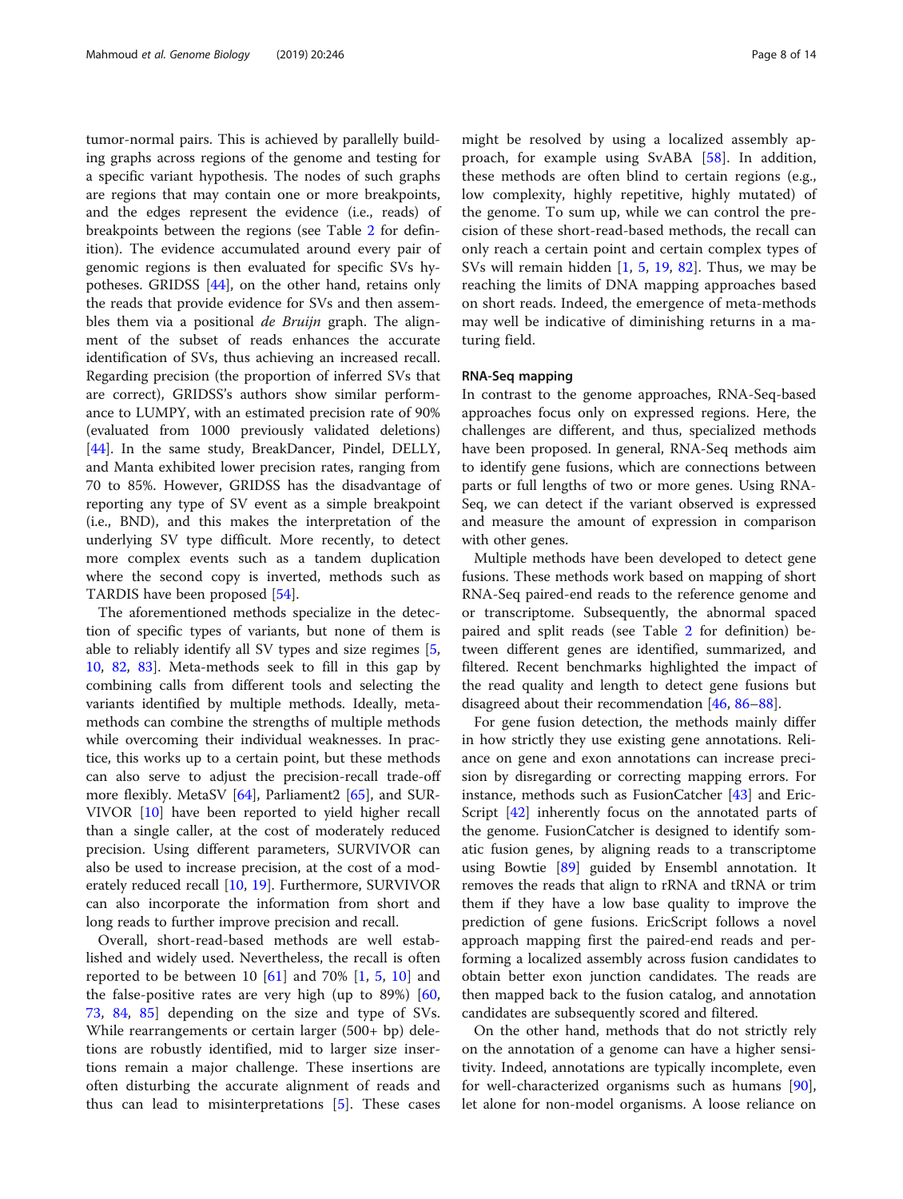tumor-normal pairs. This is achieved by parallelly building graphs across regions of the genome and testing for a specific variant hypothesis. The nodes of such graphs are regions that may contain one or more breakpoints, and the edges represent the evidence (i.e., reads) of breakpoints between the regions (see Table 2 for definition). The evidence accumulated around every pair of genomic regions is then evaluated for specific SVs hypotheses. GRIDSS [44], on the other hand, retains only the reads that provide evidence for SVs and then assembles them via a positional *de Bruijn* graph. The alignment of the subset of reads enhances the accurate identification of SVs, thus achieving an increased recall. Regarding precision (the proportion of inferred SVs that are correct), GRIDSS's authors show similar performance to LUMPY, with an estimated precision rate of 90% (evaluated from 1000 previously validated deletions) [44]. In the same study, BreakDancer, Pindel, DELLY, and Manta exhibited lower precision rates, ranging from 70 to 85%. However, GRIDSS has the disadvantage of reporting any type of SV event as a simple breakpoint (i.e., BND), and this makes the interpretation of the underlying SV type difficult. More recently, to detect more complex events such as a tandem duplication where the second copy is inverted, methods such as TARDIS have been proposed [54].

The aforementioned methods specialize in the detection of specific types of variants, but none of them is able to reliably identify all SV types and size regimes [5, 10, 82, 83]. Meta-methods seek to fill in this gap by combining calls from different tools and selecting the variants identified by multiple methods. Ideally, meta-methods can combine the strengths of multiple methods while overcoming their individual weaknesses. In practice, this works up to a certain point, but these methods can also serve to adjust the precision-recall trade-off more flexibly. MetaSV [64], Parliament2 [65], and SURVIVOR [10] have been reported to yield higher recall than a single caller, at the cost of moderately reduced precision. Using different parameters, SURVIVOR can also be used to increase precision, at the cost of a moderately reduced recall [10, 19]. Furthermore, SURVIVOR can also incorporate the information from short and long reads to further improve precision and recall.

Overall, short-read-based methods are well established and widely used. Nevertheless, the recall is often reported to be between 10 [61] and 70% [1, 5, 10] and the false-positive rates are very high (up to 89%) [60, 73, 84, 85] depending on the size and type of SVs. While rearrangements or certain larger (500+ bp) deletions are robustly identified, mid to larger size insertions remain a major challenge. These insertions are often disturbing the accurate alignment of reads and thus can lead to misinterpretations [5]. These cases might be resolved by using a localized assembly approach, for example using SvABA [58]. In addition, these methods are often blind to certain regions (e.g., low complexity, highly repetitive, highly mutated) of the genome. To sum up, while we can control the precision of these short-read-based methods, the recall can only reach a certain point and certain complex types of SVs will remain hidden [1, 5, 19, 82]. Thus, we may be reaching the limits of DNA mapping approaches based on short reads. Indeed, the emergence of meta-methods may well be indicative of diminishing returns in a maturing field.

### RNA-Seq mapping

In contrast to the genome approaches, RNA-Seq-based approaches focus only on expressed regions. Here, the challenges are different, and thus, specialized methods have been proposed. In general, RNA-Seq methods aim to identify gene fusions, which are connections between parts or full lengths of two or more genes. Using RNA-Seq, we can detect if the variant observed is expressed and measure the amount of expression in comparison with other genes.

Multiple methods have been developed to detect gene fusions. These methods work based on mapping of short RNA-Seq paired-end reads to the reference genome and or transcriptome. Subsequently, the abnormal spaced paired and split reads (see Table 2 for definition) between different genes are identified, summarized, and filtered. Recent benchmarks highlighted the impact of the read quality and length to detect gene fusions but disagreed about their recommendation [46, 86–88].

For gene fusion detection, the methods mainly differ in how strictly they use existing gene annotations. Reliance on gene and exon annotations can increase precision by disregarding or correcting mapping errors. For instance, methods such as FusionCatcher [43] and EricScript [42] inherently focus on the annotated parts of the genome. FusionCatcher is designed to identify somatic fusion genes, by aligning reads to a transcriptome using Bowtie [89] guided by Ensembl annotation. It removes the reads that align to rRNA and tRNA or trim them if they have a low base quality to improve the prediction of gene fusions. EricScript follows a novel approach mapping first the paired-end reads and performing a localized assembly across fusion candidates to obtain better exon junction candidates. The reads are then mapped back to the fusion catalog, and annotation candidates are subsequently scored and filtered.

On the other hand, methods that do not strictly rely on the annotation of a genome can have a higher sensitivity. Indeed, annotations are typically incomplete, even for well-characterized organisms such as humans [90], let alone for non-model organisms. A loose reliance on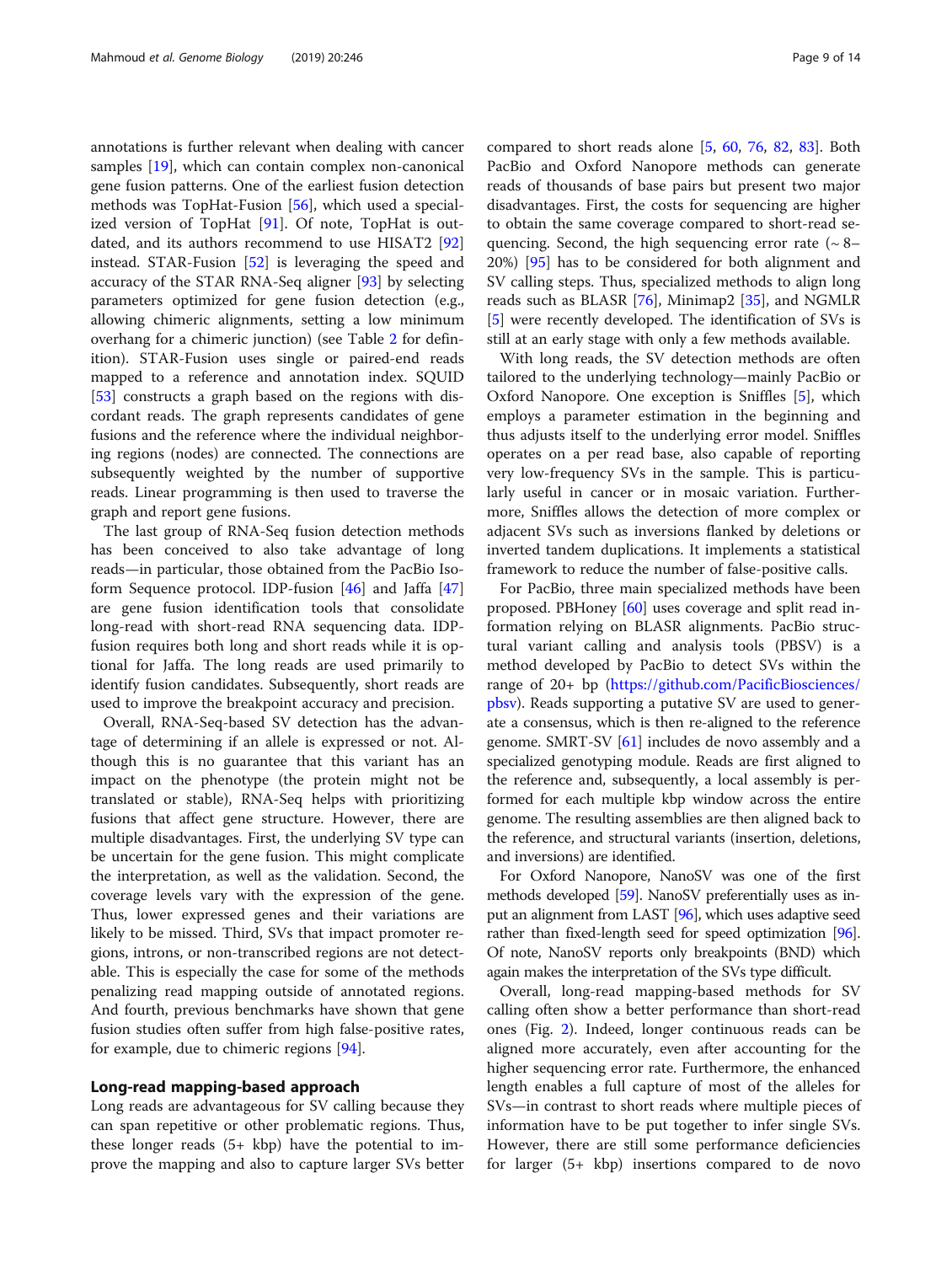annotations is further relevant when dealing with cancer samples [19], which can contain complex non-canonical gene fusion patterns. One of the earliest fusion detection methods was TopHat-Fusion [56], which used a specialized version of TopHat [91]. Of note, TopHat is outdated, and its authors recommend to use HISAT2 [92] instead. STAR-Fusion [52] is leveraging the speed and accuracy of the STAR RNA-Seq aligner [93] by selecting parameters optimized for gene fusion detection (e.g., allowing chimeric alignments, setting a low minimum overhang for a chimeric junction) (see Table 2 for definition). STAR-Fusion uses single or paired-end reads mapped to a reference and annotation index. SQUID [53] constructs a graph based on the regions with discordant reads. The graph represents candidates of gene fusions and the reference where the individual neighboring regions (nodes) are connected. The connections are subsequently weighted by the number of supportive reads. Linear programming is then used to traverse the graph and report gene fusions.

The last group of RNA-Seq fusion detection methods has been conceived to also take advantage of long reads—in particular, those obtained from the PacBio Isoform Sequence protocol. IDP-fusion [46] and Jaffa [47] are gene fusion identification tools that consolidate long-read with short-read RNA sequencing data. IDP-fusion requires both long and short reads while it is optional for Jaffa. The long reads are used primarily to identify fusion candidates. Subsequently, short reads are used to improve the breakpoint accuracy and precision.

Overall, RNA-Seq-based SV detection has the advantage of determining if an allele is expressed or not. Although this is no guarantee that this variant has an impact on the phenotype (the protein might not be translated or stable), RNA-Seq helps with prioritizing fusions that affect gene structure. However, there are multiple disadvantages. First, the underlying SV type can be uncertain for the gene fusion. This might complicate the interpretation, as well as the validation. Second, the coverage levels vary with the expression of the gene. Thus, lower expressed genes and their variations are likely to be missed. Third, SVs that impact promoter regions, introns, or non-transcribed regions are not detectable. This is especially the case for some of the methods penalizing read mapping outside of annotated regions. And fourth, previous benchmarks have shown that gene fusion studies often suffer from high false-positive rates, for example, due to chimeric regions [94].

## Long-read mapping-based approach

Long reads are advantageous for SV calling because they can span repetitive or other problematic regions. Thus, these longer reads (5+ kbp) have the potential to improve the mapping and also to capture larger SVs better compared to short reads alone [5, 60, 76, 82, 83]. Both PacBio and Oxford Nanopore methods can generate reads of thousands of base pairs but present two major disadvantages. First, the costs for sequencing are higher to obtain the same coverage compared to short-read sequencing. Second, the high sequencing error rate (~ 8–20%) [95] has to be considered for both alignment and SV calling steps. Thus, specialized methods to align long reads such as BLASR [76], Minimap2 [35], and NGMLR [5] were recently developed. The identification of SVs is still at an early stage with only a few methods available.

With long reads, the SV detection methods are often tailored to the underlying technology—mainly PacBio or Oxford Nanopore. One exception is Sniffles [5], which employs a parameter estimation in the beginning and thus adjusts itself to the underlying error model. Sniffles operates on a per read base, also capable of reporting very low-frequency SVs in the sample. This is particularly useful in cancer or in mosaic variation. Furthermore, Sniffles allows the detection of more complex or adjacent SVs such as inversions flanked by deletions or inverted tandem duplications. It implements a statistical framework to reduce the number of false-positive calls.

For PacBio, three main specialized methods have been proposed. PBHoney [60] uses coverage and split read information relying on BLASR alignments. PacBio structural variant calling and analysis tools (PBSV) is a method developed by PacBio to detect SVs within the range of 20+ bp (https://github.com/PacificBiosciences/pbsv). Reads supporting a putative SV are used to generate a consensus, which is then re-aligned to the reference genome. SMRT-SV [61] includes de novo assembly and a specialized genotyping module. Reads are first aligned to the reference and, subsequently, a local assembly is performed for each multiple kbp window across the entire genome. The resulting assemblies are then aligned back to the reference, and structural variants (insertion, deletions, and inversions) are identified.

For Oxford Nanopore, NanoSV was one of the first methods developed [59]. NanoSV preferentially uses as input an alignment from LAST [96], which uses adaptive seed rather than fixed-length seed for speed optimization [96]. Of note, NanoSV reports only breakpoints (BND) which again makes the interpretation of the SVs type difficult.

Overall, long-read mapping-based methods for SV calling often show a better performance than short-read ones (Fig. 2). Indeed, longer continuous reads can be aligned more accurately, even after accounting for the higher sequencing error rate. Furthermore, the enhanced length enables a full capture of most of the alleles for SVs—in contrast to short reads where multiple pieces of information have to be put together to infer single SVs. However, there are still some performance deficiencies for larger (5+ kbp) insertions compared to de novo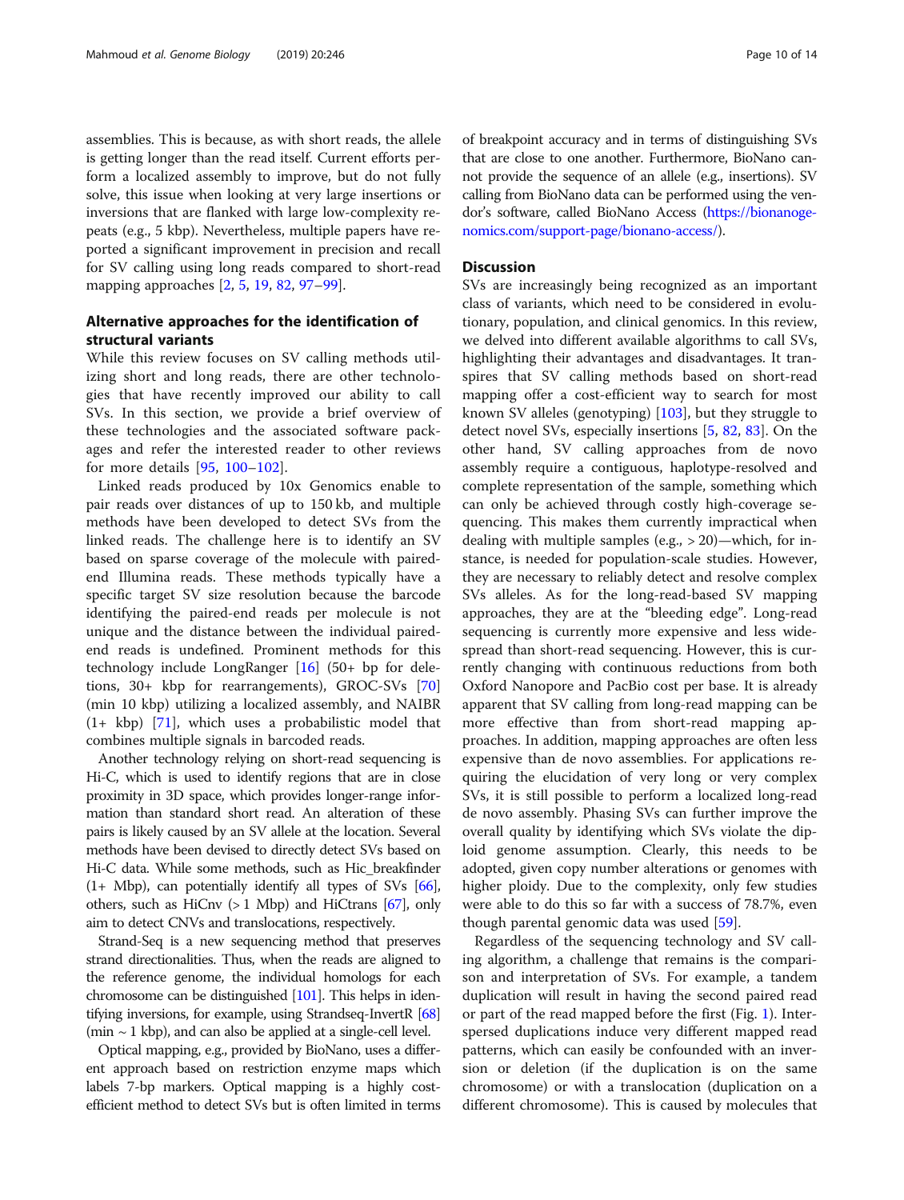assemblies. This is because, as with short reads, the allele is getting longer than the read itself. Current efforts perform a localized assembly to improve, but do not fully solve, this issue when looking at very large insertions or inversions that are flanked with large low-complexity repeats (e.g., 5 kbp). Nevertheless, multiple papers have reported a significant improvement in precision and recall for SV calling using long reads compared to short-read mapping approaches [2, 5, 19, 82, 97–99].

### Alternative approaches for the identification of structural variants

While this review focuses on SV calling methods utilizing short and long reads, there are other technologies that have recently improved our ability to call SVs. In this section, we provide a brief overview of these technologies and the associated software packages and refer the interested reader to other reviews for more details [95, 100–102].

Linked reads produced by 10x Genomics enable to pair reads over distances of up to 150 kb, and multiple methods have been developed to detect SVs from the linked reads. The challenge here is to identify an SV based on sparse coverage of the molecule with paired-end Illumina reads. These methods typically have a specific target SV size resolution because the barcode identifying the paired-end reads per molecule is not unique and the distance between the individual paired-end reads is undefined. Prominent methods for this technology include LongRanger [16] (50+ bp for deletions, 30+ kbp for rearrangements), GROC-SVs [70] (min 10 kbp) utilizing a localized assembly, and NAIBR (1+ kbp) [71], which uses a probabilistic model that combines multiple signals in barcoded reads.

Another technology relying on short-read sequencing is Hi-C, which is used to identify regions that are in close proximity in 3D space, which provides longer-range information than standard short read. An alteration of these pairs is likely caused by an SV allele at the location. Several methods have been devised to directly detect SVs based on Hi-C data. While some methods, such as Hic_breakfinder (1+ Mbp), can potentially identify all types of SVs [66], others, such as HiCnv (> 1 Mbp) and HiCtrans [67], only aim to detect CNVs and translocations, respectively.

Strand-Seq is a new sequencing method that preserves strand directionalities. Thus, when the reads are aligned to the reference genome, the individual homologs for each chromosome can be distinguished [101]. This helps in identifying inversions, for example, using Strandseq-InvertR [68] (min ~ 1 kbp), and can also be applied at a single-cell level.

Optical mapping, e.g., provided by BioNano, uses a different approach based on restriction enzyme maps which labels 7-bp markers. Optical mapping is a highly cost-efficient method to detect SVs but is often limited in terms of breakpoint accuracy and in terms of distinguishing SVs that are close to one another. Furthermore, BioNano cannot provide the sequence of an allele (e.g., insertions). SV calling from BioNano data can be performed using the vendor's software, called BioNano Access (https://bionanogenomics.com/support-page/bionano-access/).

## Discussion

SVs are increasingly being recognized as an important class of variants, which need to be considered in evolutionary, population, and clinical genomics. In this review, we delved into different available algorithms to call SVs, highlighting their advantages and disadvantages. It transpires that SV calling methods based on short-read mapping offer a cost-efficient way to search for most known SV alleles (genotyping) [103], but they struggle to detect novel SVs, especially insertions [5, 82, 83]. On the other hand, SV calling approaches from de novo assembly require a contiguous, haplotype-resolved and complete representation of the sample, something which can only be achieved through costly high-coverage sequencing. This makes them currently impractical when dealing with multiple samples (e.g., > 20)—which, for instance, is needed for population-scale studies. However, they are necessary to reliably detect and resolve complex SVs alleles. As for the long-read-based SV mapping approaches, they are at the "bleeding edge". Long-read sequencing is currently more expensive and less widespread than short-read sequencing. However, this is currently changing with continuous reductions from both Oxford Nanopore and PacBio cost per base. It is already apparent that SV calling from long-read mapping can be more effective than from short-read mapping approaches. In addition, mapping approaches are often less expensive than de novo assemblies. For applications requiring the elucidation of very long or very complex SVs, it is still possible to perform a localized long-read de novo assembly. Phasing SVs can further improve the overall quality by identifying which SVs violate the diploid genome assumption. Clearly, this needs to be adopted, given copy number alterations or genomes with higher ploidy. Due to the complexity, only few studies were able to do this so far with a success of 78.7%, even though parental genomic data was used [59].

Regardless of the sequencing technology and SV calling algorithm, a challenge that remains is the comparison and interpretation of SVs. For example, a tandem duplication will result in having the second paired read or part of the read mapped before the first (Fig. 1). Interspersed duplications induce very different mapped read patterns, which can easily be confounded with an inversion or deletion (if the duplication is on the same chromosome) or with a translocation (duplication on a different chromosome). This is caused by molecules that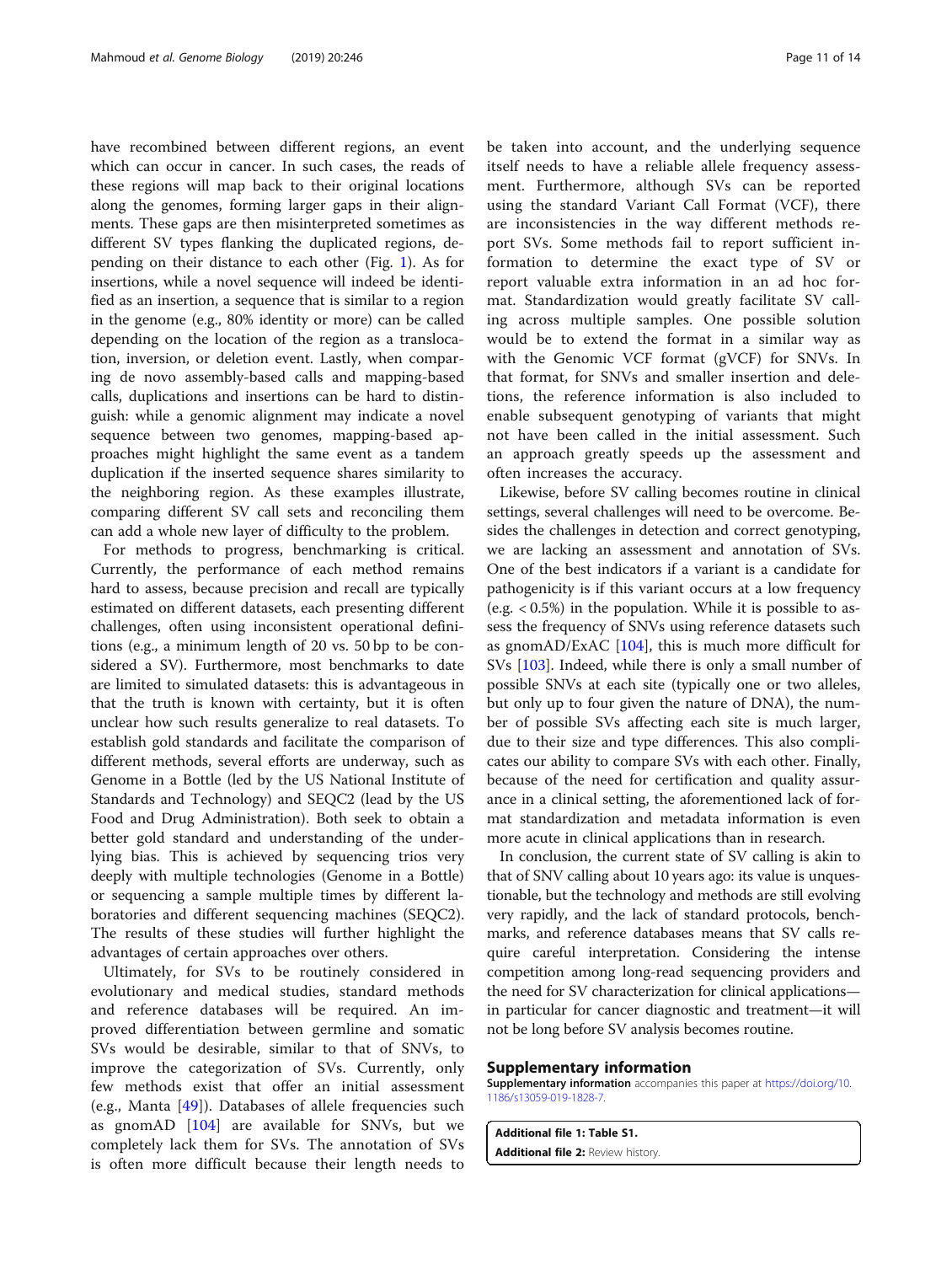have recombined between different regions, an event which can occur in cancer. In such cases, the reads of these regions will map back to their original locations along the genomes, forming larger gaps in their alignments. These gaps are then misinterpreted sometimes as different SV types flanking the duplicated regions, depending on their distance to each other (Fig. 1). As for insertions, while a novel sequence will indeed be identified as an insertion, a sequence that is similar to a region in the genome (e.g., 80% identity or more) can be called depending on the location of the region as a translocation, inversion, or deletion event. Lastly, when comparing de novo assembly-based calls and mapping-based calls, duplications and insertions can be hard to distinguish: while a genomic alignment may indicate a novel sequence between two genomes, mapping-based approaches might highlight the same event as a tandem duplication if the inserted sequence shares similarity to the neighboring region. As these examples illustrate, comparing different SV call sets and reconciling them can add a whole new layer of difficulty to the problem.

For methods to progress, benchmarking is critical. Currently, the performance of each method remains hard to assess, because precision and recall are typically estimated on different datasets, each presenting different challenges, often using inconsistent operational definitions (e.g., a minimum length of 20 vs. 50 bp to be considered a SV). Furthermore, most benchmarks to date are limited to simulated datasets: this is advantageous in that the truth is known with certainty, but it is often unclear how such results generalize to real datasets. To establish gold standards and facilitate the comparison of different methods, several efforts are underway, such as Genome in a Bottle (led by the US National Institute of Standards and Technology) and SEQC2 (lead by the US Food and Drug Administration). Both seek to obtain a better gold standard and understanding of the underlying bias. This is achieved by sequencing trios very deeply with multiple technologies (Genome in a Bottle) or sequencing a sample multiple times by different laboratories and different sequencing machines (SEQC2). The results of these studies will further highlight the advantages of certain approaches over others.

Ultimately, for SVs to be routinely considered in evolutionary and medical studies, standard methods and reference databases will be required. An improved differentiation between germline and somatic SVs would be desirable, similar to that of SNVs, to improve the categorization of SVs. Currently, only few methods exist that offer an initial assessment (e.g., Manta [49]). Databases of allele frequencies such as gnomAD [104] are available for SNVs, but we completely lack them for SVs. The annotation of SVs is often more difficult because their length needs to be taken into account, and the underlying sequence itself needs to have a reliable allele frequency assessment. Furthermore, although SVs can be reported using the standard Variant Call Format (VCF), there are inconsistencies in the way different methods report SVs. Some methods fail to report sufficient information to determine the exact type of SV or report valuable extra information in an ad hoc format. Standardization would greatly facilitate SV calling across multiple samples. One possible solution would be to extend the format in a similar way as with the Genomic VCF format (gVCF) for SNVs. In that format, for SNVs and smaller insertion and deletions, the reference information is also included to enable subsequent genotyping of variants that might not have been called in the initial assessment. Such an approach greatly speeds up the assessment and often increases the accuracy.

Likewise, before SV calling becomes routine in clinical settings, several challenges will need to be overcome. Besides the challenges in detection and correct genotyping, we are lacking an assessment and annotation of SVs. One of the best indicators if a variant is a candidate for pathogenicity is if this variant occurs at a low frequency (e.g. < 0.5%) in the population. While it is possible to assess the frequency of SNVs using reference datasets such as gnomAD/ExAC [104], this is much more difficult for SVs [103]. Indeed, while there is only a small number of possible SNVs at each site (typically one or two alleles, but only up to four given the nature of DNA), the number of possible SVs affecting each site is much larger, due to their size and type differences. This also complicates our ability to compare SVs with each other. Finally, because of the need for certification and quality assurance in a clinical setting, the aforementioned lack of format standardization and metadata information is even more acute in clinical applications than in research.

In conclusion, the current state of SV calling is akin to that of SNV calling about 10 years ago: its value is unquestionable, but the technology and methods are still evolving very rapidly, and the lack of standard protocols, benchmarks, and reference databases means that SV calls require careful interpretation. Considering the intense competition among long-read sequencing providers and the need for SV characterization for clinical applications—in particular for cancer diagnostic and treatment—it will not be long before SV analysis becomes routine.

## Supplementary information

**Supplementary information** accompanies this paper at https://doi.org/10.1186/s13059-019-1828-7.

**Additional file 1: Table S1.**
**Additional file 2:** Review history.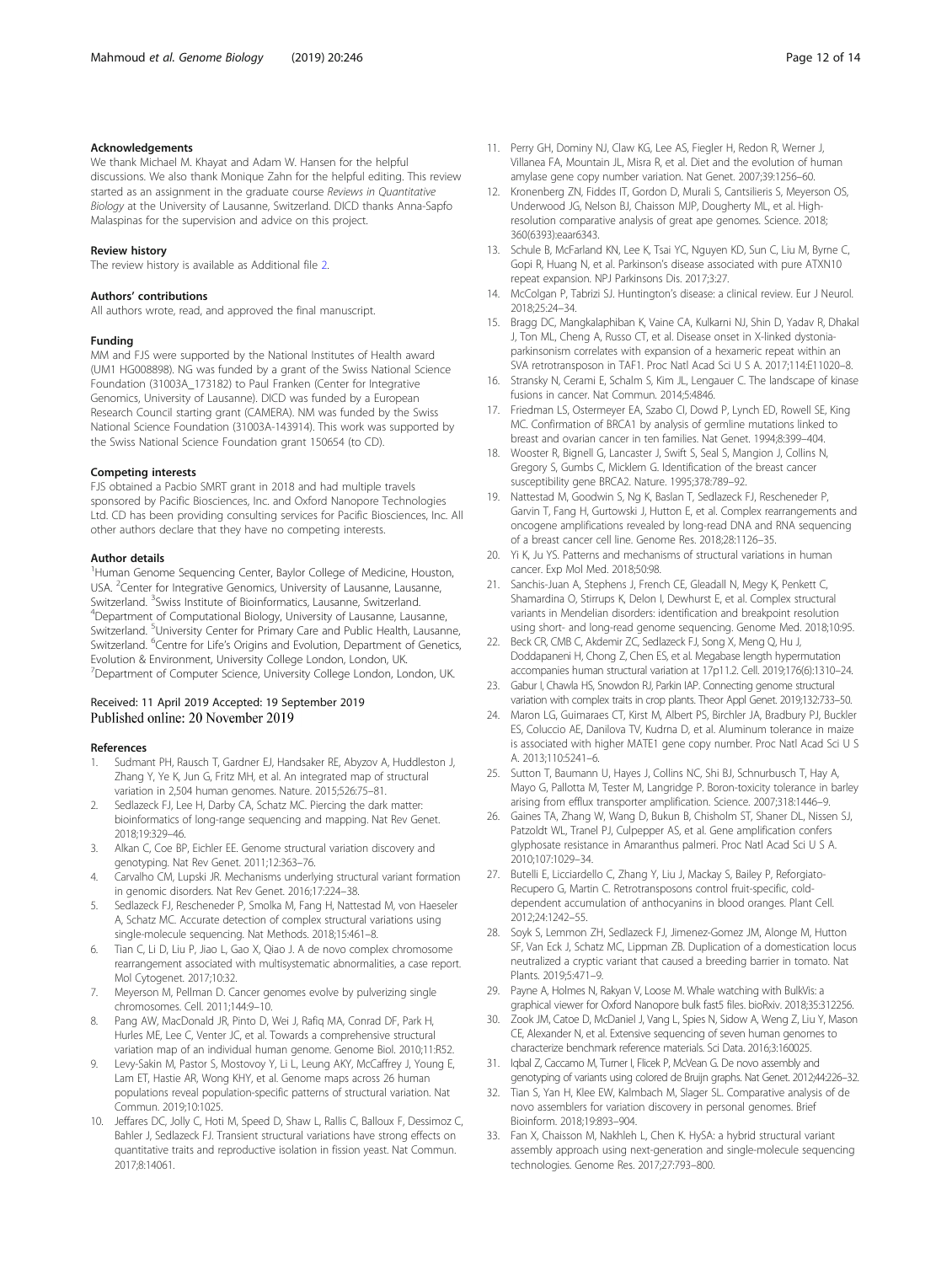## Acknowledgements

We thank Michael M. Khayat and Adam W. Hansen for the helpful discussions. We also thank Monique Zahn for the helpful editing. This review started as an assignment in the graduate course *Reviews in Quantitative Biology* at the University of Lausanne, Switzerland. DICD thanks Anna-Sapfo Malaspinas for the supervision and advice on this project.

## Review history

The review history is available as Additional file 2.

## Authors' contributions

All authors wrote, read, and approved the final manuscript.

## Funding

MM and FJS were supported by the National Institutes of Health award (UM1 HG008898). NG was funded by a grant of the Swiss National Science Foundation (31003A_173182) to Paul Franken (Center for Integrative Genomics, University of Lausanne). DICD was funded by a European Research Council starting grant (CAMERA). NM was funded by the Swiss National Science Foundation (31003A-143914). This work was supported by the Swiss National Science Foundation grant 150654 (to CD).

## Competing interests

FJS obtained a Pacbio SMRT grant in 2018 and had multiple travels sponsored by Pacific Biosciences, Inc. and Oxford Nanopore Technologies Ltd. CD has been providing consulting services for Pacific Biosciences, Inc. All other authors declare that they have no competing interests.

## Author details

[1]Human Genome Sequencing Center, Baylor College of Medicine, Houston, USA. [2]Center for Integrative Genomics, University of Lausanne, Lausanne, Switzerland. [3]Swiss Institute of Bioinformatics, Lausanne, Switzerland. [4]Department of Computational Biology, University of Lausanne, Lausanne, Switzerland. [5]University Center for Primary Care and Public Health, Lausanne, Switzerland. [6]Centre for Life's Origins and Evolution, Department of Genetics, Evolution & Environment, University College London, London, UK. [7]Department of Computer Science, University College London, London, UK.

Received: 11 April 2019 Accepted: 19 September 2019
Published online: 20 November 2019

## References

1. Sudmant PH, Rausch T, Gardner EJ, Handsaker RE, Abyzov A, Huddleston J, Zhang Y, Ye K, Jun G, Fritz MH, et al. An integrated map of structural variation in 2,504 human genomes. Nature. 2015;526:75–81.
2. Sedlazeck FJ, Lee H, Darby CA, Schatz MC. Piercing the dark matter: bioinformatics of long-range sequencing and mapping. Nat Rev Genet. 2018;19:329–46.
3. Alkan C, Coe BP, Eichler EE. Genome structural variation discovery and genotyping. Nat Rev Genet. 2011;12:363–76.
4. Carvalho CM, Lupski JR. Mechanisms underlying structural variant formation in genomic disorders. Nat Rev Genet. 2016;17:224–38.
5. Sedlazeck FJ, Rescheneder P, Smolka M, Fang H, Nattestad M, von Haeseler A, Schatz MC. Accurate detection of complex structural variations using single-molecule sequencing. Nat Methods. 2018;15:461–8.
6. Tian C, Li D, Liu P, Jiao L, Gao X, Qiao J. A de novo complex chromosome rearrangement associated with multisystematic abnormalities, a case report. Mol Cytogenet. 2017;10:32.
7. Meyerson M, Pellman D. Cancer genomes evolve by pulverizing single chromosomes. Cell. 2011;144:9–10.
8. Pang AW, MacDonald JR, Pinto D, Wei J, Rafiq MA, Conrad DF, Park H, Hurles ME, Lee C, Venter JC, et al. Towards a comprehensive structural variation map of an individual human genome. Genome Biol. 2010;11:R52.
9. Levy-Sakin M, Pastor S, Mostovoy Y, Li L, Leung AKY, McCaffrey J, Young E, Lam ET, Hastie AR, Wong KHY, et al. Genome maps across 26 human populations reveal population-specific patterns of structural variation. Nat Commun. 2019;10:1025.
10. Jeffares DC, Jolly C, Hoti M, Speed D, Shaw L, Rallis C, Balloux F, Dessimoz C, Bahler J, Sedlazeck FJ. Transient structural variations have strong effects on quantitative traits and reproductive isolation in fission yeast. Nat Commun. 2017;8:14061.
11. Perry GH, Dominy NJ, Claw KG, Lee AS, Fiegler H, Redon R, Werner J, Villanea FA, Mountain JL, Misra R, et al. Diet and the evolution of human amylase gene copy number variation. Nat Genet. 2007;39:1256–60.
12. Kronenberg ZN, Fiddes IT, Gordon D, Murali S, Cantsilieris S, Meyerson OS, Underwood JG, Nelson BJ, Chaisson MJP, Dougherty ML, et al. High-resolution comparative analysis of great ape genomes. Science. 2018; 360(6393):eaar6343.
13. Schule B, McFarland KN, Lee K, Tsai YC, Nguyen KD, Sun C, Liu M, Byrne C, Gopi R, Huang N, et al. Parkinson's disease associated with pure ATXN10 repeat expansion. NPJ Parkinsons Dis. 2017;3:27.
14. McColgan P, Tabrizi SJ. Huntington's disease: a clinical review. Eur J Neurol. 2018;25:24–34.
15. Bragg DC, Mangkalaphiban K, Vaine CA, Kulkarni NJ, Shin D, Yadav R, Dhakal J, Ton ML, Cheng A, Russo CT, et al. Disease onset in X-linked dystonia-parkinsonism correlates with expansion of a hexameric repeat within an SVA retrotransposon in TAF1. Proc Natl Acad Sci U S A. 2017;114:E11020–8.
16. Stransky N, Cerami E, Schalm S, Kim JL, Lengauer C. The landscape of kinase fusions in cancer. Nat Commun. 2014;5:4846.
17. Friedman LS, Ostermeyer EA, Szabo CI, Dowd P, Lynch ED, Rowell SE, King MC. Confirmation of BRCA1 by analysis of germline mutations linked to breast and ovarian cancer in ten families. Nat Genet. 1994;8:399–404.
18. Wooster R, Bignell G, Lancaster J, Swift S, Seal S, Mangion J, Collins N, Gregory S, Gumbs C, Micklem G. Identification of the breast cancer susceptibility gene BRCA2. Nature. 1995;378:789–92.
19. Nattestad M, Goodwin S, Ng K, Baslan T, Sedlazeck FJ, Rescheneder P, Garvin T, Fang H, Gurtowski J, Hutton E, et al. Complex rearrangements and oncogene amplifications revealed by long-read DNA and RNA sequencing of a breast cancer cell line. Genome Res. 2018;28:1126–35.
20. Yi K, Ju YS. Patterns and mechanisms of structural variations in human cancer. Exp Mol Med. 2018;50:98.
21. Sanchis-Juan A, Stephens J, French CE, Gleadall N, Megy K, Penkett C, Shamardina O, Stirrups K, Delon I, Dewhurst E, et al. Complex structural variants in Mendelian disorders: identification and breakpoint resolution using short- and long-read genome sequencing. Genome Med. 2018;10:95.
22. Beck CR, CMB C, Akdemir ZC, Sedlazeck FJ, Song X, Meng Q, Hu J, Doddapaneni H, Chong Z, Chen ES, et al. Megabase length hypermutation accompanies human structural variation at 17p11.2. Cell. 2019;176(6):1310–24.
23. Gabur I, Chawla HS, Snowdon RJ, Parkin IAP. Connecting genome structural variation with complex traits in crop plants. Theor Appl Genet. 2019;132:733–50.
24. Maron LG, Guimaraes CT, Kirst M, Albert PS, Birchler JA, Bradbury PJ, Buckler ES, Coluccio AE, Danilova TV, Kudrna D, et al. Aluminum tolerance in maize is associated with higher MATE1 gene copy number. Proc Natl Acad Sci U S A. 2013;110:5241–6.
25. Sutton T, Baumann U, Hayes J, Collins NC, Shi BJ, Schnurbusch T, Hay A, Mayo G, Pallotta M, Tester M, Langridge P. Boron-toxicity tolerance in barley arising from efflux transporter amplification. Science. 2007;318:1446–9.
26. Gaines TA, Zhang W, Wang D, Bukun B, Chisholm ST, Shaner DL, Nissen SJ, Patzoldt WL, Tranel PJ, Culpepper AS, et al. Gene amplification confers glyphosate resistance in Amaranthus palmeri. Proc Natl Acad Sci U S A. 2010;107:1029–34.
27. Butelli E, Licciardello C, Zhang Y, Liu J, Mackay S, Bailey P, Reforgiato-Recupero G, Martin C. Retrotransposons control fruit-specific, cold-dependent accumulation of anthocyanins in blood oranges. Plant Cell. 2012;24:1242–55.
28. Soyk S, Lemmon ZH, Sedlazeck FJ, Jimenez-Gomez JM, Alonge M, Hutton SF, Van Eck J, Schatz MC, Lippman ZB. Duplication of a domestication locus neutralized a cryptic variant that caused a breeding barrier in tomato. Nat Plants. 2019;5:471–9.
29. Payne A, Holmes N, Rakyan V, Loose M. Whale watching with BulkVis: a graphical viewer for Oxford Nanopore bulk fast5 files. bioRxiv. 2018;35:312256.
30. Zook JM, Catoe D, McDaniel J, Vang L, Spies N, Sidow A, Weng Z, Liu Y, Mason CE, Alexander N, et al. Extensive sequencing of seven human genomes to characterize benchmark reference materials. Sci Data. 2016;3:160025.
31. Iqbal Z, Caccamo M, Turner I, Flicek P, McVean G. De novo assembly and genotyping of variants using colored de Bruijn graphs. Nat Genet. 2012;44:226–32.
32. Tian S, Yan H, Klee EW, Kalmbach M, Slager SL. Comparative analysis of de novo assemblers for variation discovery in personal genomes. Brief Bioinform. 2018;19:893–904.
33. Fan X, Chaisson M, Nakhleh L, Chen K. HySA: a hybrid structural variant assembly approach using next-generation and single-molecule sequencing technologies. Genome Res. 2017;27:793–800.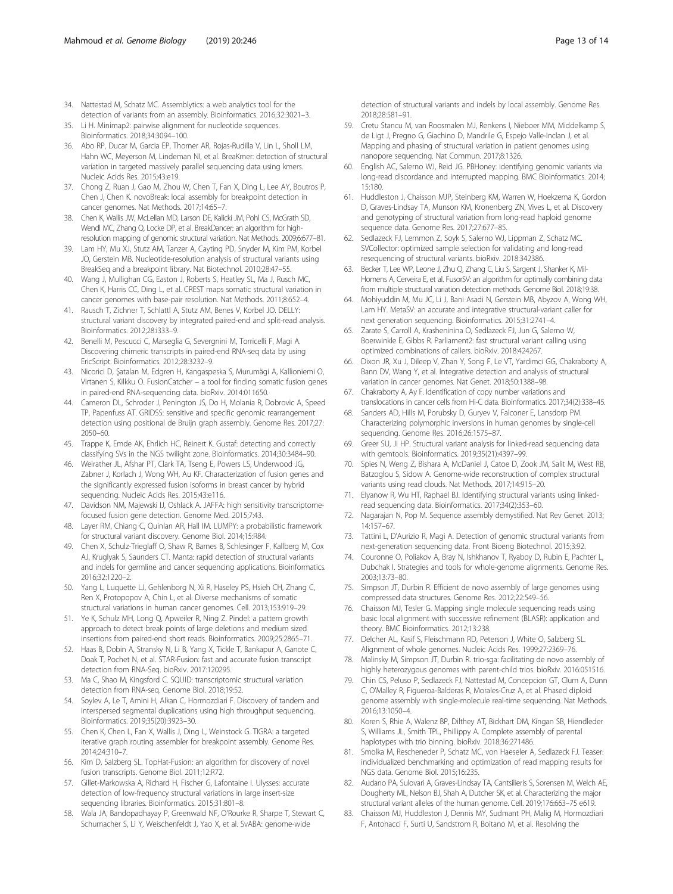34. Nattestad M, Schatz MC. Assemblytics: a web analytics tool for the detection of variants from an assembly. Bioinformatics. 2016;32:3021–3.
35. Li H. Minimap2: pairwise alignment for nucleotide sequences. Bioinformatics. 2018;34:3094–100.
36. Abo RP, Ducar M, Garcia EP, Thorner AR, Rojas-Rudilla V, Lin L, Sholl LM, Hahn WC, Meyerson M, Lindeman NI, et al. BreaKmer: detection of structural variation in targeted massively parallel sequencing data using kmers. Nucleic Acids Res. 2015;43:e19.
37. Chong Z, Ruan J, Gao M, Zhou W, Chen T, Fan X, Ding L, Lee AY, Boutros P, Chen J, Chen K. novoBreak: local assembly for breakpoint detection in cancer genomes. Nat Methods. 2017;14:65–7.
38. Chen K, Wallis JW, McLellan MD, Larson DE, Kalicki JM, Pohl CS, McGrath SD, Wendl MC, Zhang Q, Locke DP, et al. BreakDancer: an algorithm for high-resolution mapping of genomic structural variation. Nat Methods. 2009;6:677–81.
39. Lam HY, Mu XJ, Stutz AM, Tanzer A, Cayting PD, Snyder M, Kim PM, Korbel JO, Gerstein MB. Nucleotide-resolution analysis of structural variants using BreakSeq and a breakpoint library. Nat Biotechnol. 2010;28:47–55.
40. Wang J, Mullighan CG, Easton J, Roberts S, Heatley SL, Ma J, Rusch MC, Chen K, Harris CC, Ding L, et al. CREST maps somatic structural variation in cancer genomes with base-pair resolution. Nat Methods. 2011;8:652–4.
41. Rausch T, Zichner T, Schlattl A, Stutz AM, Benes V, Korbel JO. DELLY: structural variant discovery by integrated paired-end and split-read analysis. Bioinformatics. 2012;28:i333–9.
42. Benelli M, Pescucci C, Marseglia G, Severgnini M, Torricelli F, Magi A. Discovering chimeric transcripts in paired-end RNA-seq data by using EricScript. Bioinformatics. 2012;28:3232–9.
43. Nicorici D, Şatalan M, Edgren H, Kangaspeska S, Murumägi A, Kallioniemi O, Virtanen S, Kilkku O. FusionCatcher – a tool for finding somatic fusion genes in paired-end RNA-sequencing data. bioRxiv. 2014:011650.
44. Cameron DL, Schroder J, Penington JS, Do H, Molania R, Dobrovic A, Speed TP, Papenfuss AT. GRIDSS: sensitive and specific genomic rearrangement detection using positional de Bruijn graph assembly. Genome Res. 2017;27:2050–60.
45. Trappe K, Emde AK, Ehrlich HC, Reinert K. Gustaf: detecting and correctly classifying SVs in the NGS twilight zone. Bioinformatics. 2014;30:3484–90.
46. Weirather JL, Afshar PT, Clark TA, Tseng E, Powers LS, Underwood JG, Zabner J, Korlach J, Wong WH, Au KF. Characterization of fusion genes and the significantly expressed fusion isoforms in breast cancer by hybrid sequencing. Nucleic Acids Res. 2015;43:e116.
47. Davidson NM, Majewski IJ, Oshlack A. JAFFA: high sensitivity transcriptome-focused fusion gene detection. Genome Med. 2015;7:43.
48. Layer RM, Chiang C, Quinlan AR, Hall IM. LUMPY: a probabilistic framework for structural variant discovery. Genome Biol. 2014;15:R84.
49. Chen X, Schulz-Trieglaff O, Shaw R, Barnes B, Schlesinger F, Kallberg M, Cox AJ, Kruglyak S, Saunders CT. Manta: rapid detection of structural variants and indels for germline and cancer sequencing applications. Bioinformatics. 2016;32:1220–2.
50. Yang L, Luquette LJ, Gehlenborg N, Xi R, Haseley PS, Hsieh CH, Zhang C, Ren X, Protopopov A, Chin L, et al. Diverse mechanisms of somatic structural variations in human cancer genomes. Cell. 2013;153:919–29.
51. Ye K, Schulz MH, Long Q, Apweiler R, Ning Z. Pindel: a pattern growth approach to detect break points of large deletions and medium sized insertions from paired-end short reads. Bioinformatics. 2009;25:2865–71.
52. Haas B, Dobin A, Stransky N, Li B, Yang X, Tickle T, Bankapur A, Ganote C, Doak T, Pochet N, et al. STAR-Fusion: fast and accurate fusion transcript detection from RNA-Seq. bioRxiv. 2017:120295.
53. Ma C, Shao M, Kingsford C. SQUID: transcriptomic structural variation detection from RNA-seq. Genome Biol. 2018;19:52.
54. Soylev A, Le T, Amini H, Alkan C, Hormozdiari F. Discovery of tandem and interspersed segmental duplications using high throughput sequencing. Bioinformatics. 2019;35(20):3923–30.
55. Chen K, Chen L, Fan X, Wallis J, Ding L, Weinstock G. TIGRA: a targeted iterative graph routing assembler for breakpoint assembly. Genome Res. 2014;24:310–7.
56. Kim D, Salzberg SL. TopHat-Fusion: an algorithm for discovery of novel fusion transcripts. Genome Biol. 2011;12:R72.
57. Gillet-Markowska A, Richard H, Fischer G, Lafontaine I. Ulysses: accurate detection of low-frequency structural variations in large insert-size sequencing libraries. Bioinformatics. 2015;31:801–8.
58. Wala JA, Bandopadhayay P, Greenwald NF, O'Rourke R, Sharpe T, Stewart C, Schumacher S, Li Y, Weischenfeldt J, Yao X, et al. SvABA: genome-wide detection of structural variants and indels by local assembly. Genome Res. 2018;28:581–91.
59. Cretu Stancu M, van Roosmalen MJ, Renkens I, Nieboer MM, Middelkamp S, de Ligt J, Pregno G, Giachino D, Mandrile G, Espejo Valle-Inclan J, et al. Mapping and phasing of structural variation in patient genomes using nanopore sequencing. Nat Commun. 2017;8:1326.
60. English AC, Salerno WJ, Reid JG. PBHoney: identifying genomic variants via long-read discordance and interrupted mapping. BMC Bioinformatics. 2014;15:180.
61. Huddleston J, Chaisson MJP, Steinberg KM, Warren W, Hoekzema K, Gordon D, Graves-Lindsay TA, Munson KM, Kronenberg ZN, Vives L, et al. Discovery and genotyping of structural variation from long-read haploid genome sequence data. Genome Res. 2017;27:677–85.
62. Sedlazeck FJ, Lemmon Z, Soyk S, Salerno WJ, Lippman Z, Schatz MC. SVCollector: optimized sample selection for validating and long-read resequencing of structural variants. bioRxiv. 2018:342386.
63. Becker T, Lee WP, Leone J, Zhu Q, Zhang C, Liu S, Sargent J, Shanker K, Mil-Homens A, Cerveira E, et al. FusorSV: an algorithm for optimally combining data from multiple structural variation detection methods. Genome Biol. 2018;19:38.
64. Mohiyuddin M, Mu JC, Li J, Bani Asadi N, Gerstein MB, Abyzov A, Wong WH, Lam HY. MetaSV: an accurate and integrative structural-variant caller for next generation sequencing. Bioinformatics. 2015;31:2741–4.
65. Zarate S, Carroll A, Krasheninina O, Sedlazeck FJ, Jun G, Salerno W, Boerwinkle E, Gibbs R. Parliament2: fast structural variant calling using optimized combinations of callers. bioRxiv. 2018:424267.
66. Dixon JR, Xu J, Dileep V, Zhan Y, Song F, Le VT, Yardimci GG, Chakraborty A, Bann DV, Wang Y, et al. Integrative detection and analysis of structural variation in cancer genomes. Nat Genet. 2018;50:1388–98.
67. Chakraborty A, Ay F. Identification of copy number variations and translocations in cancer cells from Hi-C data. Bioinformatics. 2017;34(2):338–45.
68. Sanders AD, Hills M, Porubsky D, Guryev V, Falconer E, Lansdorp PM. Characterizing polymorphic inversions in human genomes by single-cell sequencing. Genome Res. 2016;26:1575–87.
69. Greer SU, Ji HP. Structural variant analysis for linked-read sequencing data with gemtools. Bioinformatics. 2019;35(21):4397–99.
70. Spies N, Weng Z, Bishara A, McDaniel J, Catoe D, Zook JM, Salit M, West RB, Batzoglou S, Sidow A. Genome-wide reconstruction of complex structural variants using read clouds. Nat Methods. 2017;14:915–20.
71. Elyanow R, Wu HT, Raphael BJ. Identifying structural variants using linked-read sequencing data. Bioinformatics. 2017;34(2):353–60.
72. Nagarajan N, Pop M. Sequence assembly demystified. Nat Rev Genet. 2013;14:157–67.
73. Tattini L, D'Aurizio R, Magi A. Detection of genomic structural variants from next-generation sequencing data. Front Bioeng Biotechnol. 2015;3:92.
74. Couronne O, Poliakov A, Bray N, Ishkhanov T, Ryaboy D, Rubin E, Pachter L, Dubchak I. Strategies and tools for whole-genome alignments. Genome Res. 2003;13:73–80.
75. Simpson JT, Durbin R. Efficient de novo assembly of large genomes using compressed data structures. Genome Res. 2012;22:549–56.
76. Chaisson MJ, Tesler G. Mapping single molecule sequencing reads using basic local alignment with successive refinement (BLASR): application and theory. BMC Bioinformatics. 2012;13:238.
77. Delcher AL, Kasif S, Fleischmann RD, Peterson J, White O, Salzberg SL. Alignment of whole genomes. Nucleic Acids Res. 1999;27:2369–76.
78. Malinsky M, Simpson JT, Durbin R. trio-sga: facilitating de novo assembly of highly heterozygous genomes with parent-child trios. bioRxiv. 2016:051516.
79. Chin CS, Peluso P, Sedlazeck FJ, Nattestad M, Concepcion GT, Clum A, Dunn C, O'Malley R, Figueroa-Balderas R, Morales-Cruz A, et al. Phased diploid genome assembly with single-molecule real-time sequencing. Nat Methods. 2016;13:1050–4.
80. Koren S, Rhie A, Walenz BP, Dilthey AT, Bickhart DM, Kingan SB, Hiendleder S, Williams JL, Smith TPL, Phillippy A. Complete assembly of parental haplotypes with trio binning. bioRxiv. 2018;36:271486.
81. Smolka M, Rescheneder P, Schatz MC, von Haeseler A, Sedlazeck FJ. Teaser: individualized benchmarking and optimization of read mapping results for NGS data. Genome Biol. 2015;16:235.
82. Audano PA, Sulovari A, Graves-Lindsay TA, Cantsilieris S, Sorensen M, Welch AE, Dougherty ML, Nelson BJ, Shah A, Dutcher SK, et al. Characterizing the major structural variant alleles of the human genome. Cell. 2019;176:663–75 e619.
83. Chaisson MJ, Huddleston J, Dennis MY, Sudmant PH, Malig M, Hormozdiari F, Antonacci F, Surti U, Sandstrom R, Boitano M, et al. Resolving the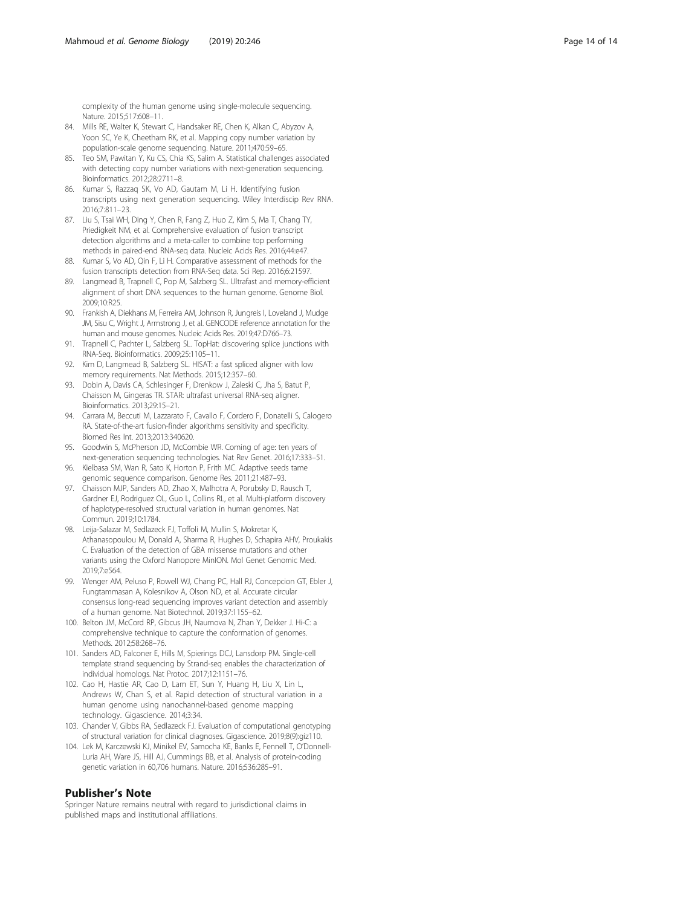complexity of the human genome using single-molecule sequencing. Nature. 2015;517:608–11.

84. Mills RE, Walter K, Stewart C, Handsaker RE, Chen K, Alkan C, Abyzov A, Yoon SC, Ye K, Cheetham RK, et al. Mapping copy number variation by population-scale genome sequencing. Nature. 2011;470:59–65.
85. Teo SM, Pawitan Y, Ku CS, Chia KS, Salim A. Statistical challenges associated with detecting copy number variations with next-generation sequencing. Bioinformatics. 2012;28:2711–8.
86. Kumar S, Razzaq SK, Vo AD, Gautam M, Li H. Identifying fusion transcripts using next generation sequencing. Wiley Interdiscip Rev RNA. 2016;7:811–23.
87. Liu S, Tsai WH, Ding Y, Chen R, Fang Z, Huo Z, Kim S, Ma T, Chang TY, Priedigkeit NM, et al. Comprehensive evaluation of fusion transcript detection algorithms and a meta-caller to combine top performing methods in paired-end RNA-seq data. Nucleic Acids Res. 2016;44:e47.
88. Kumar S, Vo AD, Qin F, Li H. Comparative assessment of methods for the fusion transcripts detection from RNA-Seq data. Sci Rep. 2016;6:21597.
89. Langmead B, Trapnell C, Pop M, Salzberg SL. Ultrafast and memory-efficient alignment of short DNA sequences to the human genome. Genome Biol. 2009;10:R25.
90. Frankish A, Diekhans M, Ferreira AM, Johnson R, Jungreis I, Loveland J, Mudge JM, Sisu C, Wright J, Armstrong J, et al. GENCODE reference annotation for the human and mouse genomes. Nucleic Acids Res. 2019;47:D766–73.
91. Trapnell C, Pachter L, Salzberg SL. TopHat: discovering splice junctions with RNA-Seq. Bioinformatics. 2009;25:1105–11.
92. Kim D, Langmead B, Salzberg SL. HISAT: a fast spliced aligner with low memory requirements. Nat Methods. 2015;12:357–60.
93. Dobin A, Davis CA, Schlesinger F, Drenkow J, Zaleski C, Jha S, Batut P, Chaisson M, Gingeras TR. STAR: ultrafast universal RNA-seq aligner. Bioinformatics. 2013;29:15–21.
94. Carrara M, Beccuti M, Lazzarato F, Cavallo F, Cordero F, Donatelli S, Calogero RA. State-of-the-art fusion-finder algorithms sensitivity and specificity. Biomed Res Int. 2013;2013:340620.
95. Goodwin S, McPherson JD, McCombie WR. Coming of age: ten years of next-generation sequencing technologies. Nat Rev Genet. 2016;17:333–51.
96. Kielbasa SM, Wan R, Sato K, Horton P, Frith MC. Adaptive seeds tame genomic sequence comparison. Genome Res. 2011;21:487–93.
97. Chaisson MJP, Sanders AD, Zhao X, Malhotra A, Porubsky D, Rausch T, Gardner EJ, Rodriguez OL, Guo L, Collins RL, et al. Multi-platform discovery of haplotype-resolved structural variation in human genomes. Nat Commun. 2019;10:1784.
98. Leija-Salazar M, Sedlazeck FJ, Toffoli M, Mullin S, Mokretar K, Athanasopoulou M, Donald A, Sharma R, Hughes D, Schapira AHV, Proukakis C. Evaluation of the detection of GBA missense mutations and other variants using the Oxford Nanopore MinION. Mol Genet Genomic Med. 2019;7:e564.
99. Wenger AM, Peluso P, Rowell WJ, Chang PC, Hall RJ, Concepcion GT, Ebler J, Fungtammasan A, Kolesnikov A, Olson ND, et al. Accurate circular consensus long-read sequencing improves variant detection and assembly of a human genome. Nat Biotechnol. 2019;37:1155–62.
100. Belton JM, McCord RP, Gibcus JH, Naumova N, Zhan Y, Dekker J. Hi-C: a comprehensive technique to capture the conformation of genomes. Methods. 2012;58:268–76.
101. Sanders AD, Falconer E, Hills M, Spierings DCJ, Lansdorp PM. Single-cell template strand sequencing by Strand-seq enables the characterization of individual homologs. Nat Protoc. 2017;12:1151–76.
102. Cao H, Hastie AR, Cao D, Lam ET, Sun Y, Huang H, Liu X, Lin L, Andrews W, Chan S, et al. Rapid detection of structural variation in a human genome using nanochannel-based genome mapping technology. Gigascience. 2014;3:34.
103. Chander V, Gibbs RA, Sedlazeck FJ. Evaluation of computational genotyping of structural variation for clinical diagnoses. Gigascience. 2019;8(9):giz110.
104. Lek M, Karczewski KJ, Minikel EV, Samocha KE, Banks E, Fennell T, O'Donnell-Luria AH, Ware JS, Hill AJ, Cummings BB, et al. Analysis of protein-coding genetic variation in 60,706 humans. Nature. 2016;536:285–91.

## Publisher's Note

Springer Nature remains neutral with regard to jurisdictional claims in published maps and institutional affiliations.